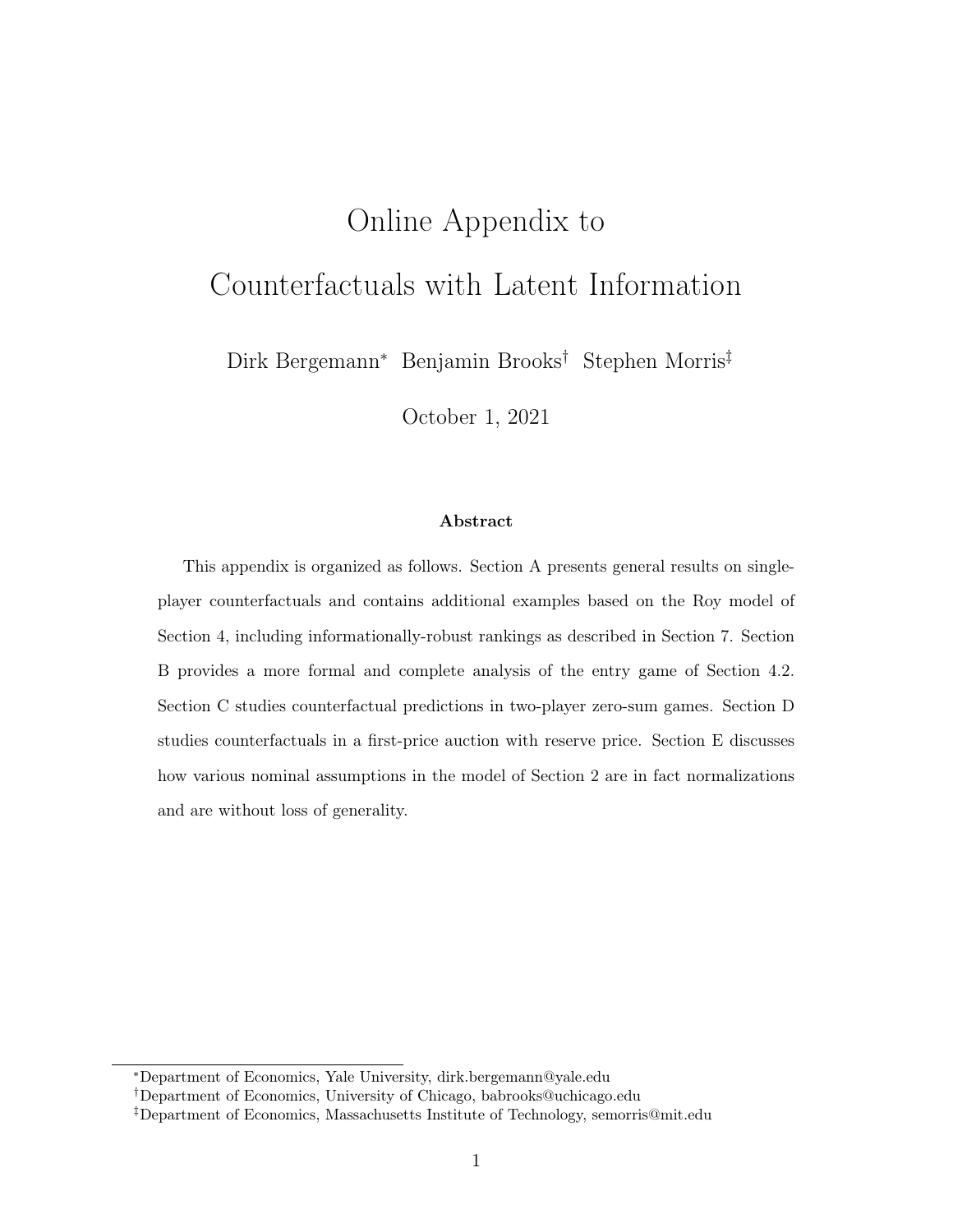# Online Appendix to Counterfactuals with Latent Information

Dirk Bergemann[*] Benjamin Brooks[†] Stephen Morris[‡]

October 1, 2021

**Abstract**

This appendix is organized as follows. Section A presents general results on single-player counterfactuals and contains additional examples based on the Roy model of Section 4, including informationally-robust rankings as described in Section 7. Section B provides a more formal and complete analysis of the entry game of Section 4.2. Section C studies counterfactual predictions in two-player zero-sum games. Section D studies counterfactuals in a first-price auction with reserve price. Section E discusses how various nominal assumptions in the model of Section 2 are in fact normalizations and are without loss of generality.

---

[*] Department of Economics, Yale University, dirk.bergemann@yale.edu

[†] Department of Economics, University of Chicago, babrooks@uchicago.edu

[‡] Department of Economics, Massachusetts Institute of Technology, semorris@mit.edu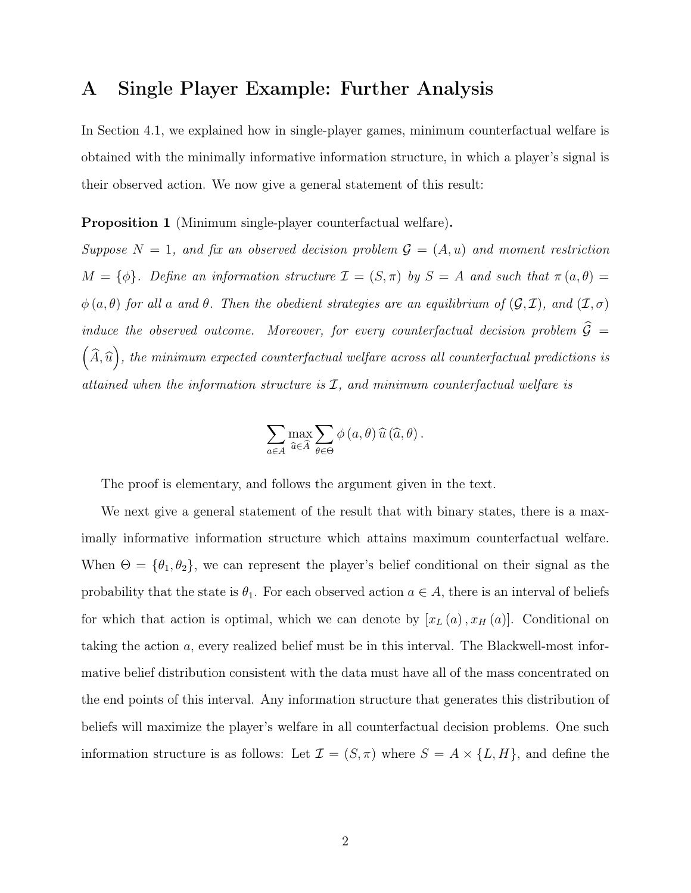# A Single Player Example: Further Analysis

In Section 4.1, we explained how in single-player games, minimum counterfactual welfare is obtained with the minimally informative information structure, in which a player's signal is their observed action. We now give a general statement of this result:

**Proposition 1** (Minimum single-player counterfactual welfare)**.**

*Suppose $N = 1$, and fix an observed decision problem $\mathcal{G} = (A, u)$ and moment restriction $M = \{\phi\}$. Define an information structure $\mathcal{I} = (S, \pi)$ by $S = A$ and such that $\pi(a, \theta) = \phi(a, \theta)$ for all $a$ and $\theta$. Then the obedient strategies are an equilibrium of $(\mathcal{G}, \mathcal{I})$, and $(\mathcal{I}, \sigma)$ induce the observed outcome. Moreover, for every counterfactual decision problem $\widehat{\mathcal{G}} = \left(\widehat{A}, \widehat{u}\right)$, the minimum expected counterfactual welfare across all counterfactual predictions is attained when the information structure is $\mathcal{I}$, and minimum counterfactual welfare is*

$$\sum_{a \in A} \max_{\widehat{a} \in \widehat{A}} \sum_{\theta \in \Theta} \phi(a, \theta) \, \widehat{u}(\widehat{a}, \theta).$$

The proof is elementary, and follows the argument given in the text.

We next give a general statement of the result that with binary states, there is a maximally informative information structure which attains maximum counterfactual welfare. When $\Theta = \{\theta_1, \theta_2\}$, we can represent the player's belief conditional on their signal as the probability that the state is $\theta_1$. For each observed action $a \in A$, there is an interval of beliefs for which that action is optimal, which we can denote by $[x_L(a), x_H(a)]$. Conditional on taking the action $a$, every realized belief must be in this interval. The Blackwell-most informative belief distribution consistent with the data must have all of the mass concentrated on the end points of this interval. Any information structure that generates this distribution of beliefs will maximize the player's welfare in all counterfactual decision problems. One such information structure is as follows: Let $\mathcal{I} = (S, \pi)$ where $S = A \times \{L, H\}$, and define the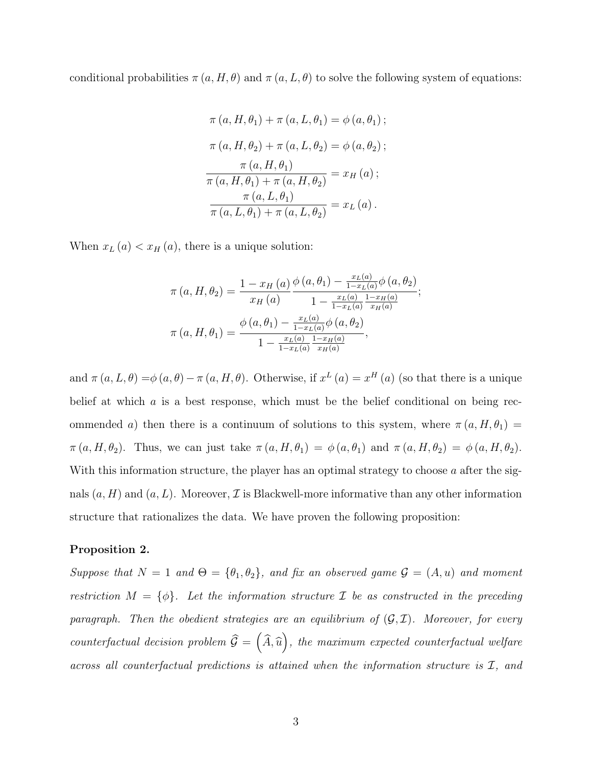conditional probabilities $\pi(a, H, \theta)$ and $\pi(a, L, \theta)$ to solve the following system of equations:

$$\pi(a, H, \theta_1) + \pi(a, L, \theta_1) = \phi(a, \theta_1);$$

$$\pi(a, H, \theta_2) + \pi(a, L, \theta_2) = \phi(a, \theta_2);$$

$$\frac{\pi(a, H, \theta_1)}{\pi(a, H, \theta_1) + \pi(a, H, \theta_2)} = x_H(a);$$

$$\frac{\pi(a, L, \theta_1)}{\pi(a, L, \theta_1) + \pi(a, L, \theta_2)} = x_L(a).$$

When $x_L(a) < x_H(a)$, there is a unique solution:

$$\pi(a, H, \theta_2) = \frac{1 - x_H(a)}{x_H(a)} \frac{\phi(a, \theta_1) - \frac{x_L(a)}{1 - x_L(a)}\phi(a, \theta_2)}{1 - \frac{x_L(a)}{1 - x_L(a)} \frac{1 - x_H(a)}{x_H(a)}};$$

$$\pi(a, H, \theta_1) = \frac{\phi(a, \theta_1) - \frac{x_L(a)}{1 - x_L(a)}\phi(a, \theta_2)}{1 - \frac{x_L(a)}{1 - x_L(a)} \frac{1 - x_H(a)}{x_H(a)}},$$

and $\pi(a, L, \theta) = \phi(a, \theta) - \pi(a, H, \theta)$. Otherwise, if $x^L(a) = x^H(a)$ (so that there is a unique belief at which $a$ is a best response, which must be the belief conditional on being recommended $a$) then there is a continuum of solutions to this system, where $\pi(a, H, \theta_1) = \pi(a, H, \theta_2)$. Thus, we can just take $\pi(a, H, \theta_1) = \phi(a, \theta_1)$ and $\pi(a, H, \theta_2) = \phi(a, H, \theta_2)$. With this information structure, the player has an optimal strategy to choose $a$ after the signals $(a, H)$ and $(a, L)$. Moreover, $\mathcal{I}$ is Blackwell-more informative than any other information structure that rationalizes the data. We have proven the following proposition:

**Proposition 2.**

*Suppose that $N = 1$ and $\Theta = \{\theta_1, \theta_2\}$, and fix an observed game $\mathcal{G} = (A, u)$ and moment restriction $M = \{\phi\}$. Let the information structure $\mathcal{I}$ be as constructed in the preceding paragraph. Then the obedient strategies are an equilibrium of $(\mathcal{G}, \mathcal{I})$. Moreover, for every counterfactual decision problem $\widehat{\mathcal{G}} = \left(\widehat{A}, \widehat{u}\right)$, the maximum expected counterfactual welfare across all counterfactual predictions is attained when the information structure is $\mathcal{I}$, and*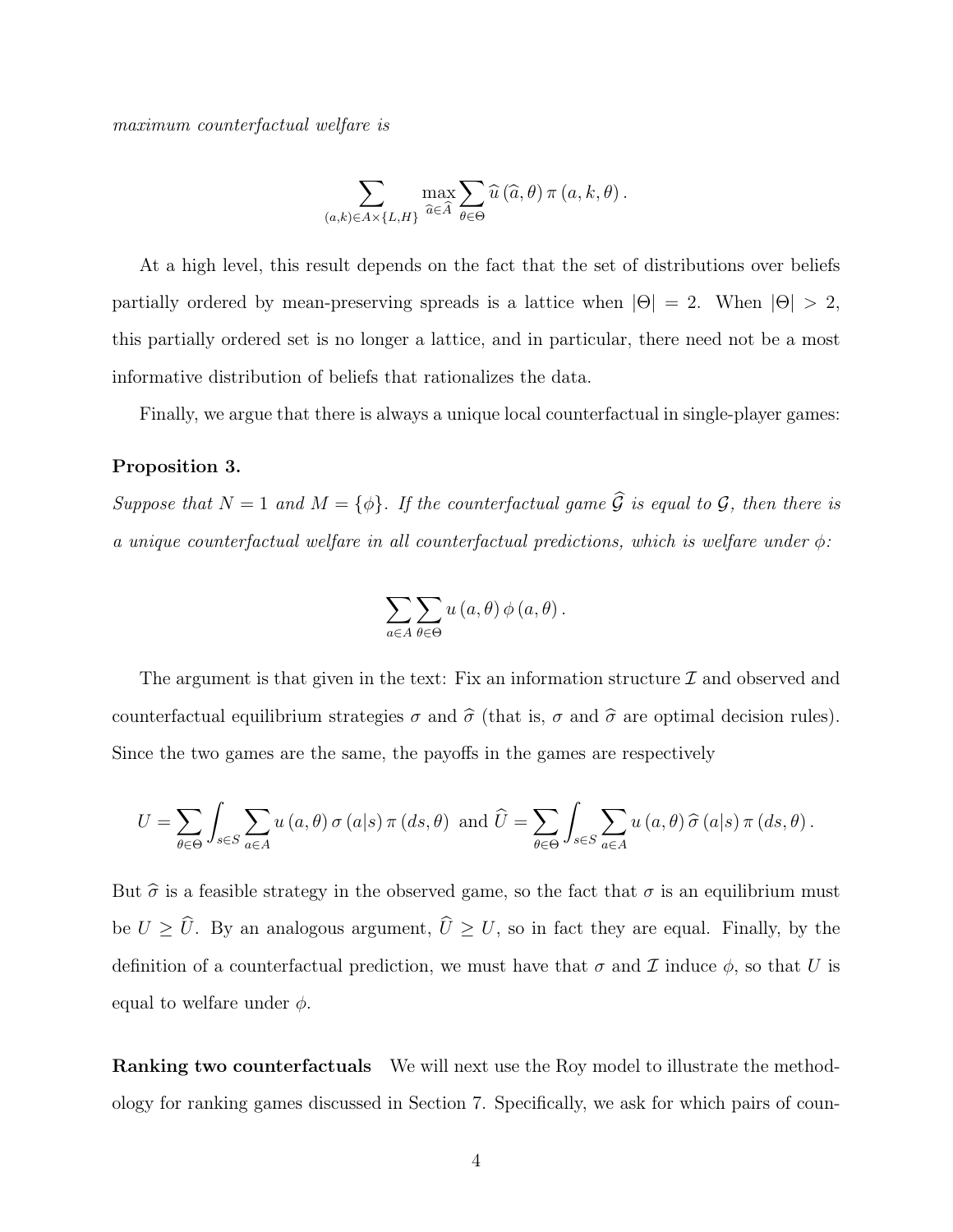*maximum counterfactual welfare is*

$$\sum_{(a,k)\in A\times\{L,H\}} \max_{\widehat{a}\in\widehat{A}} \sum_{\theta\in\Theta} \widehat{u}\left(\widehat{a},\theta\right)\pi\left(a,k,\theta\right).$$

At a high level, this result depends on the fact that the set of distributions over beliefs partially ordered by mean-preserving spreads is a lattice when $|\Theta| = 2$. When $|\Theta| > 2$, this partially ordered set is no longer a lattice, and in particular, there need not be a most informative distribution of beliefs that rationalizes the data.

Finally, we argue that there is always a unique local counterfactual in single-player games:

**Proposition 3.**

*Suppose that $N = 1$ and $M = \{\phi\}$. If the counterfactual game $\widehat{\mathcal{G}}$ is equal to $\mathcal{G}$, then there is a unique counterfactual welfare in all counterfactual predictions, which is welfare under $\phi$:*

$$\sum_{a\in A}\sum_{\theta\in\Theta} u\left(a,\theta\right)\phi\left(a,\theta\right).$$

The argument is that given in the text: Fix an information structure $\mathcal{I}$ and observed and counterfactual equilibrium strategies $\sigma$ and $\widehat{\sigma}$ (that is, $\sigma$ and $\widehat{\sigma}$ are optimal decision rules). Since the two games are the same, the payoffs in the games are respectively

$$U = \sum_{\theta\in\Theta}\int_{s\in S}\sum_{a\in A} u\left(a,\theta\right)\sigma\left(a|s\right)\pi\left(ds,\theta\right) \text{ and } \widehat{U} = \sum_{\theta\in\Theta}\int_{s\in S}\sum_{a\in A} u\left(a,\theta\right)\widehat{\sigma}\left(a|s\right)\pi\left(ds,\theta\right).$$

But $\widehat{\sigma}$ is a feasible strategy in the observed game, so the fact that $\sigma$ is an equilibrium must be $U \geq \widehat{U}$. By an analogous argument, $\widehat{U} \geq U$, so in fact they are equal. Finally, by the definition of a counterfactual prediction, we must have that $\sigma$ and $\mathcal{I}$ induce $\phi$, so that $U$ is equal to welfare under $\phi$.

**Ranking two counterfactuals** We will next use the Roy model to illustrate the methodology for ranking games discussed in Section 7. Specifically, we ask for which pairs of coun-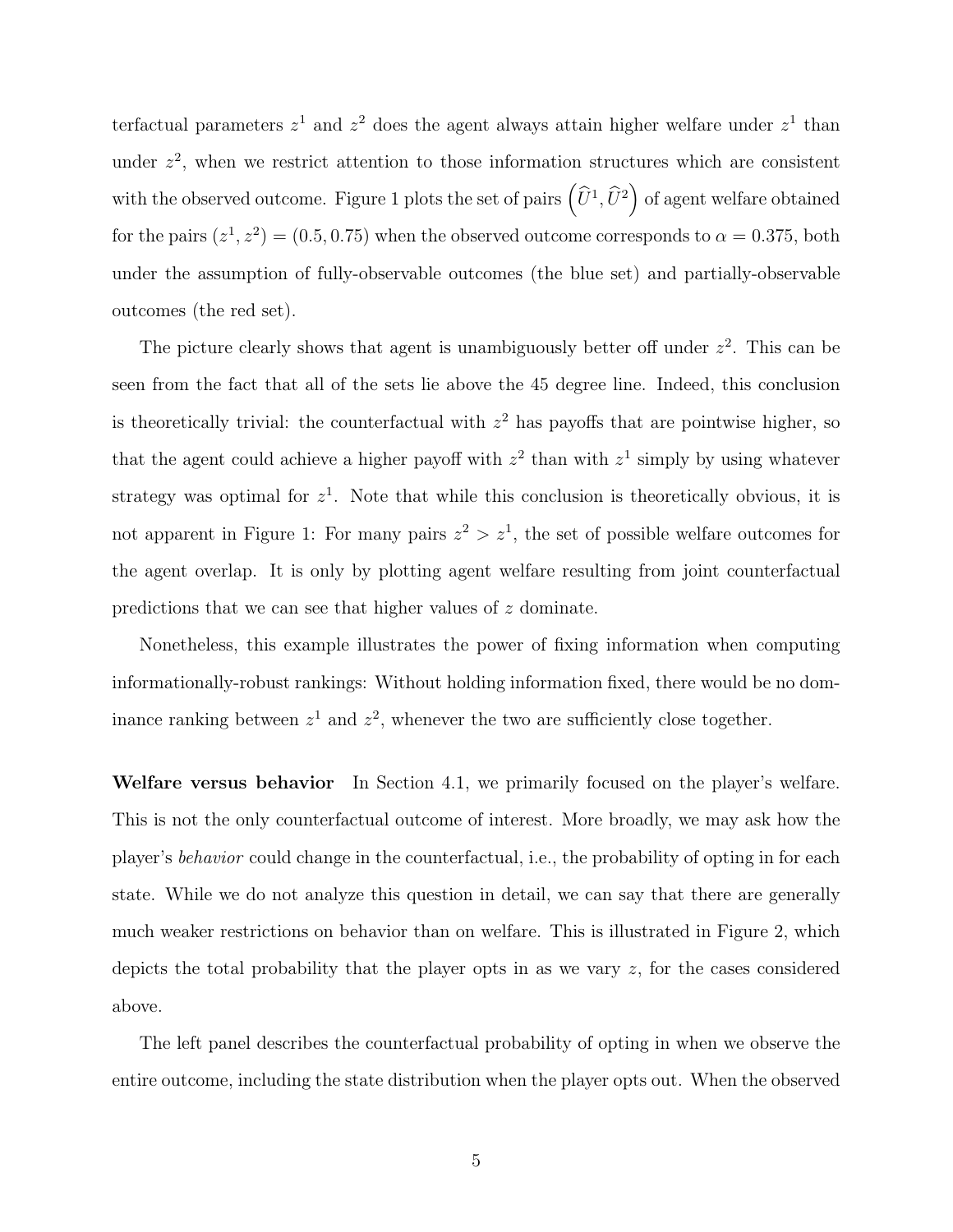terfactual parameters $z^1$ and $z^2$ does the agent always attain higher welfare under $z^1$ than under $z^2$, when we restrict attention to those information structures which are consistent with the observed outcome. Figure 1 plots the set of pairs $\left(\widehat{U}^1, \widehat{U}^2\right)$ of agent welfare obtained for the pairs $(z^1, z^2) = (0.5, 0.75)$ when the observed outcome corresponds to $\alpha = 0.375$, both under the assumption of fully-observable outcomes (the blue set) and partially-observable outcomes (the red set).

The picture clearly shows that agent is unambiguously better off under $z^2$. This can be seen from the fact that all of the sets lie above the 45 degree line. Indeed, this conclusion is theoretically trivial: the counterfactual with $z^2$ has payoffs that are pointwise higher, so that the agent could achieve a higher payoff with $z^2$ than with $z^1$ simply by using whatever strategy was optimal for $z^1$. Note that while this conclusion is theoretically obvious, it is not apparent in Figure 1: For many pairs $z^2 > z^1$, the set of possible welfare outcomes for the agent overlap. It is only by plotting agent welfare resulting from joint counterfactual predictions that we can see that higher values of $z$ dominate.

Nonetheless, this example illustrates the power of fixing information when computing informationally-robust rankings: Without holding information fixed, there would be no dominance ranking between $z^1$ and $z^2$, whenever the two are sufficiently close together.

**Welfare versus behavior** In Section 4.1, we primarily focused on the player's welfare. This is not the only counterfactual outcome of interest. More broadly, we may ask how the player's *behavior* could change in the counterfactual, i.e., the probability of opting in for each state. While we do not analyze this question in detail, we can say that there are generally much weaker restrictions on behavior than on welfare. This is illustrated in Figure 2, which depicts the total probability that the player opts in as we vary $z$, for the cases considered above.

The left panel describes the counterfactual probability of opting in when we observe the entire outcome, including the state distribution when the player opts out. When the observed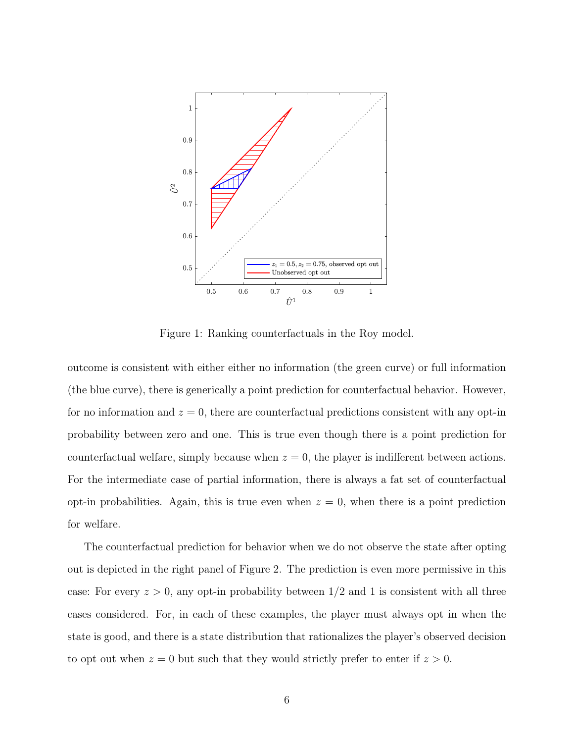Figure 1: Ranking counterfactuals in the Roy model.

outcome is consistent with either either no information (the green curve) or full information (the blue curve), there is generically a point prediction for counterfactual behavior. However, for no information and $z = 0$, there are counterfactual predictions consistent with any opt-in probability between zero and one. This is true even though there is a point prediction for counterfactual welfare, simply because when $z = 0$, the player is indifferent between actions. For the intermediate case of partial information, there is always a fat set of counterfactual opt-in probabilities. Again, this is true even when $z = 0$, when there is a point prediction for welfare.

The counterfactual prediction for behavior when we do not observe the state after opting out is depicted in the right panel of Figure 2. The prediction is even more permissive in this case: For every $z > 0$, any opt-in probability between $1/2$ and $1$ is consistent with all three cases considered. For, in each of these examples, the player must always opt in when the state is good, and there is a state distribution that rationalizes the player's observed decision to opt out when $z = 0$ but such that they would strictly prefer to enter if $z > 0$.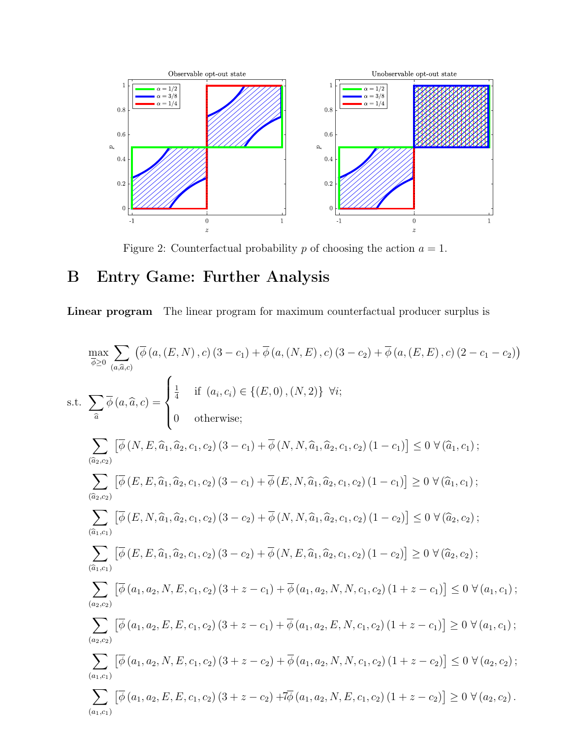Figure 2: Counterfactual probability $p$ of choosing the action $a = 1$.

# B Entry Game: Further Analysis

**Linear program** The linear program for maximum counterfactual producer surplus is

$$\max_{\overline{\phi}\geq 0} \sum_{(a,\widehat{a},c)} \left(\overline{\phi}\left(a,(E,N),c\right)(3-c_1)+\overline{\phi}\left(a,(N,E),c\right)(3-c_2)+\overline{\phi}\left(a,(E,E),c\right)(2-c_1-c_2)\right)$$

$$\text{s.t. } \sum_{\widehat{a}} \overline{\phi}\left(a,\widehat{a},c\right) = \begin{cases} \frac{1}{4} & \text{if } (a_i,c_i)\in\{(E,0),(N,2)\} \ \forall i; \\ 0 & \text{otherwise;} \end{cases}$$

$$\sum_{(\widehat{a}_2,c_2)} \left[\overline{\phi}\left(N,E,\widehat{a}_1,\widehat{a}_2,c_1,c_2\right)(3-c_1)+\overline{\phi}\left(N,N,\widehat{a}_1,\widehat{a}_2,c_1,c_2\right)(1-c_1)\right] \leq 0 \ \forall\left(\widehat{a}_1,c_1\right);$$

$$\sum_{(\widehat{a}_2,c_2)} \left[\overline{\phi}\left(E,E,\widehat{a}_1,\widehat{a}_2,c_1,c_2\right)(3-c_1)+\overline{\phi}\left(E,N,\widehat{a}_1,\widehat{a}_2,c_1,c_2\right)(1-c_1)\right] \geq 0 \ \forall\left(\widehat{a}_1,c_1\right);$$

$$\sum_{(\widehat{a}_1,c_1)} \left[\overline{\phi}\left(E,N,\widehat{a}_1,\widehat{a}_2,c_1,c_2\right)(3-c_2)+\overline{\phi}\left(N,N,\widehat{a}_1,\widehat{a}_2,c_1,c_2\right)(1-c_2)\right] \leq 0 \ \forall\left(\widehat{a}_2,c_2\right);$$

$$\sum_{(\widehat{a}_1,c_1)} \left[\overline{\phi}\left(E,E,\widehat{a}_1,\widehat{a}_2,c_1,c_2\right)(3-c_2)+\overline{\phi}\left(N,E,\widehat{a}_1,\widehat{a}_2,c_1,c_2\right)(1-c_2)\right] \geq 0 \ \forall\left(\widehat{a}_2,c_2\right);$$

$$\sum_{(a_2,c_2)} \left[\overline{\phi}\left(a_1,a_2,N,E,c_1,c_2\right)(3+z-c_1)+\overline{\phi}\left(a_1,a_2,N,N,c_1,c_2\right)(1+z-c_1)\right] \leq 0 \ \forall\left(a_1,c_1\right);$$

$$\sum_{(a_2,c_2)} \left[\overline{\phi}\left(a_1,a_2,E,E,c_1,c_2\right)(3+z-c_1)+\overline{\phi}\left(a_1,a_2,E,N,c_1,c_2\right)(1+z-c_1)\right] \geq 0 \ \forall\left(a_1,c_1\right);$$

$$\sum_{(a_1,c_1)} \left[\overline{\phi}\left(a_1,a_2,N,E,c_1,c_2\right)(3+z-c_2)+\overline{\phi}\left(a_1,a_2,N,N,c_1,c_2\right)(1+z-c_2)\right] \leq 0 \ \forall\left(a_2,c_2\right);$$

$$\sum_{(a_1,c_1)} \left[\overline{\phi}\left(a_1,a_2,E,E,c_1,c_2\right)(3+z-c_2)+\overline{\phi}\left(a_1,a_2,N,E,c_1,c_2\right)(1+z-c_2)\right] \geq 0 \ \forall\left(a_2,c_2\right).$$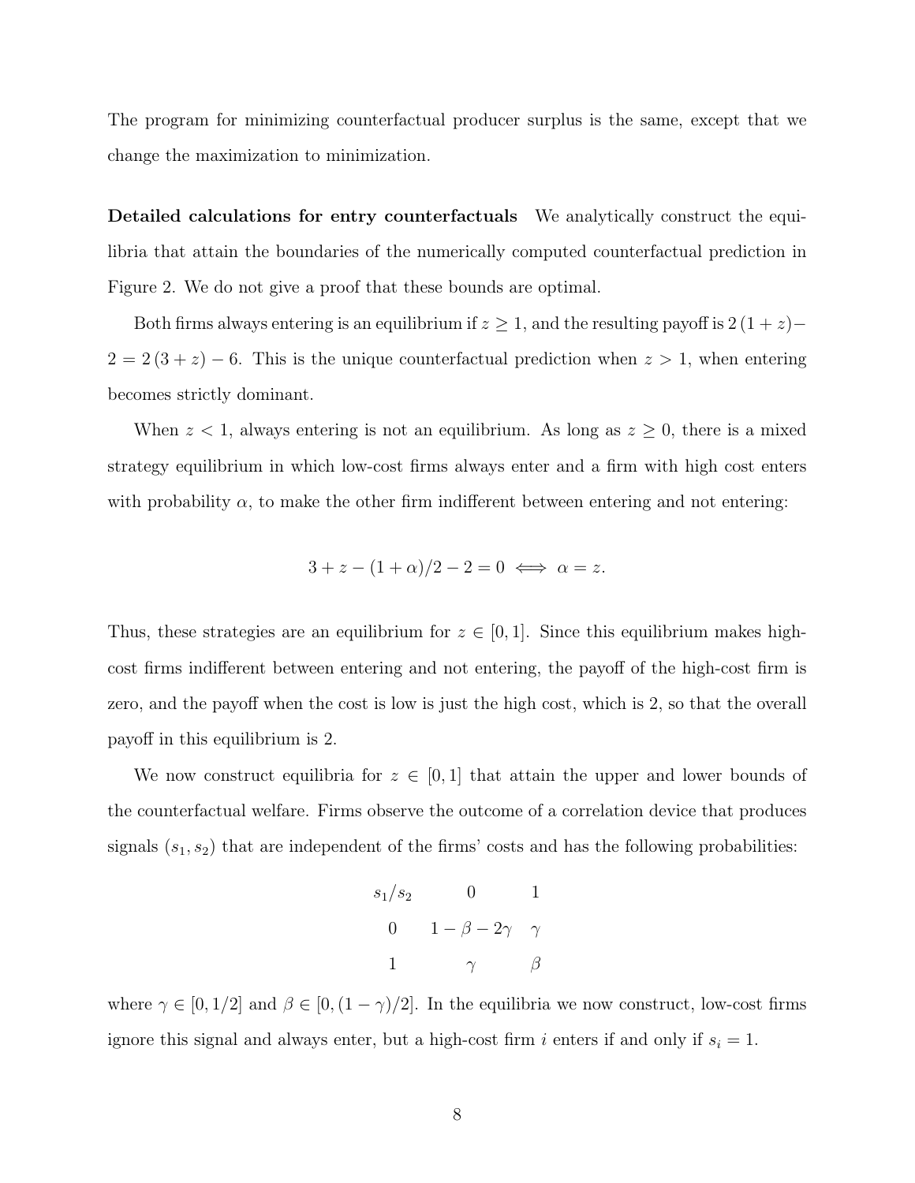The program for minimizing counterfactual producer surplus is the same, except that we change the maximization to minimization.

**Detailed calculations for entry counterfactuals** We analytically construct the equilibria that attain the boundaries of the numerically computed counterfactual prediction in Figure 2. We do not give a proof that these bounds are optimal.

Both firms always entering is an equilibrium if $z \geq 1$, and the resulting payoff is $2(1+z) - 2 = 2(3+z) - 6$. This is the unique counterfactual prediction when $z > 1$, when entering becomes strictly dominant.

When $z < 1$, always entering is not an equilibrium. As long as $z \geq 0$, there is a mixed strategy equilibrium in which low-cost firms always enter and a firm with high cost enters with probability $\alpha$, to make the other firm indifferent between entering and not entering:

$$3 + z - (1+\alpha)/2 - 2 = 0 \iff \alpha = z.$$

Thus, these strategies are an equilibrium for $z \in [0,1]$. Since this equilibrium makes high-cost firms indifferent between entering and not entering, the payoff of the high-cost firm is zero, and the payoff when the cost is low is just the high cost, which is 2, so that the overall payoff in this equilibrium is 2.

We now construct equilibria for $z \in [0,1]$ that attain the upper and lower bounds of the counterfactual welfare. Firms observe the outcome of a correlation device that produces signals $(s_1, s_2)$ that are independent of the firms' costs and has the following probabilities:

| $s_1/s_2$ | 0 | 1 |
|---|---|---|
| 0 | $1-\beta-2\gamma$ | $\gamma$ |
| 1 | $\gamma$ | $\beta$ |

where $\gamma \in [0, 1/2]$ and $\beta \in [0, (1-\gamma)/2]$. In the equilibria we now construct, low-cost firms ignore this signal and always enter, but a high-cost firm $i$ enters if and only if $s_i = 1$.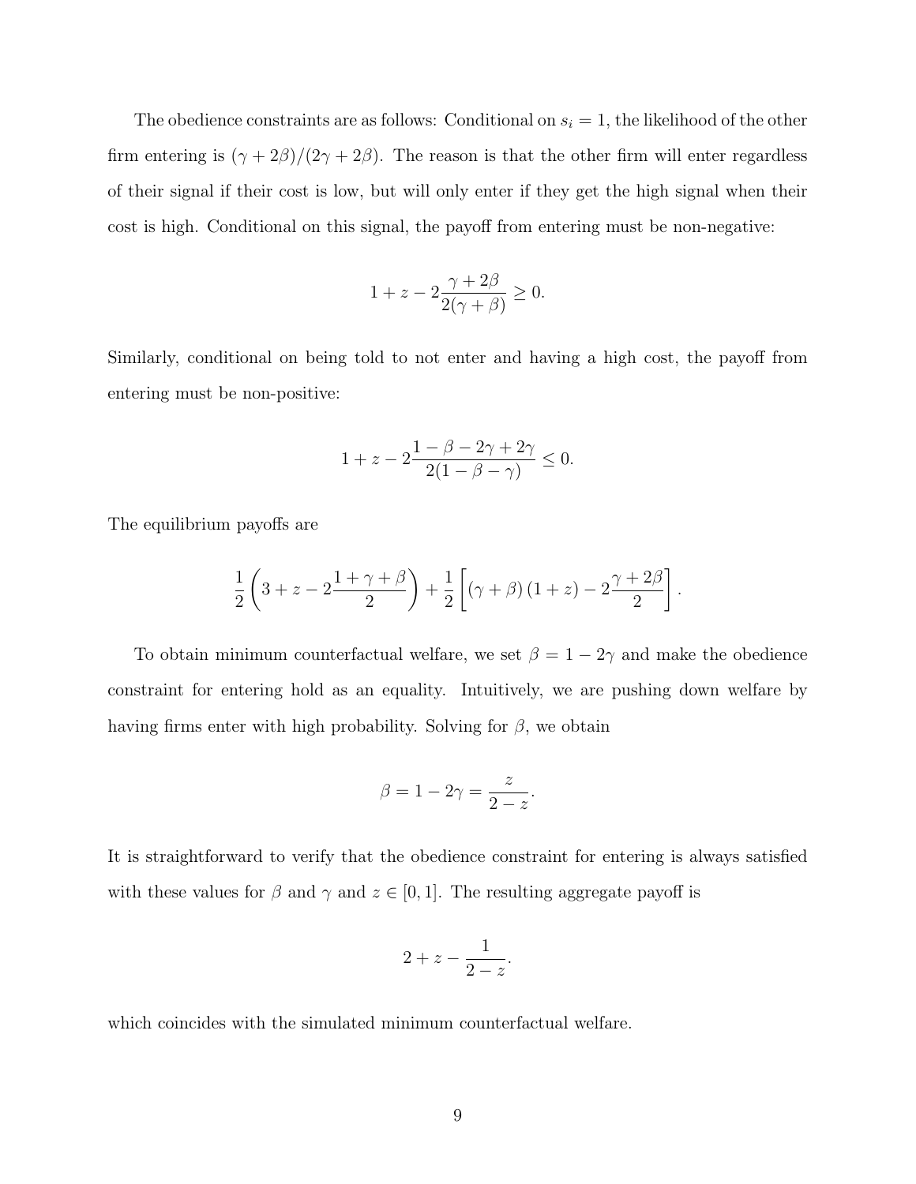The obedience constraints are as follows: Conditional on $s_i = 1$, the likelihood of the other firm entering is $(\gamma + 2\beta)/(2\gamma + 2\beta)$. The reason is that the other firm will enter regardless of their signal if their cost is low, but will only enter if they get the high signal when their cost is high. Conditional on this signal, the payoff from entering must be non-negative:

$$1 + z - 2\frac{\gamma + 2\beta}{2(\gamma + \beta)} \geq 0.$$

Similarly, conditional on being told to not enter and having a high cost, the payoff from entering must be non-positive:

$$1 + z - 2\frac{1 - \beta - 2\gamma + 2\gamma}{2(1 - \beta - \gamma)} \leq 0.$$

The equilibrium payoffs are

$$\frac{1}{2}\left(3 + z - 2\frac{1 + \gamma + \beta}{2}\right) + \frac{1}{2}\left[(\gamma + \beta)(1 + z) - 2\frac{\gamma + 2\beta}{2}\right].$$

To obtain minimum counterfactual welfare, we set $\beta = 1 - 2\gamma$ and make the obedience constraint for entering hold as an equality. Intuitively, we are pushing down welfare by having firms enter with high probability. Solving for $\beta$, we obtain

$$\beta = 1 - 2\gamma = \frac{z}{2 - z}.$$

It is straightforward to verify that the obedience constraint for entering is always satisfied with these values for $\beta$ and $\gamma$ and $z \in [0, 1]$. The resulting aggregate payoff is

$$2 + z - \frac{1}{2 - z}.$$

which coincides with the simulated minimum counterfactual welfare.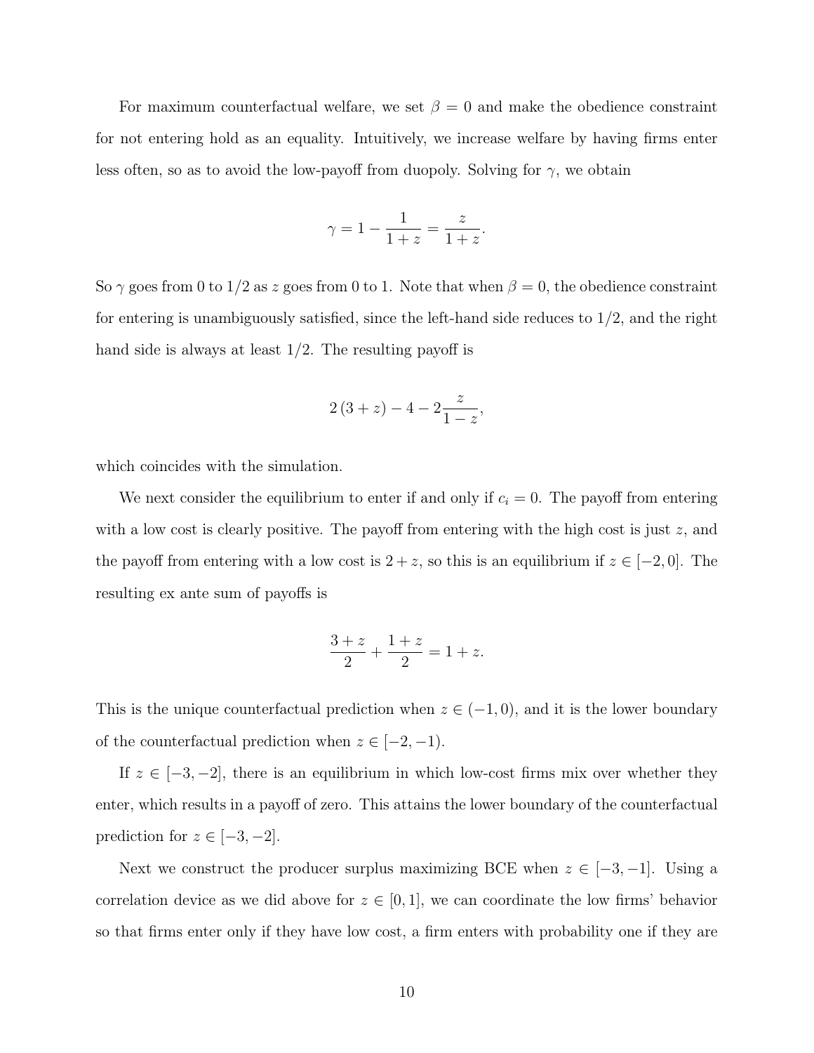For maximum counterfactual welfare, we set $\beta = 0$ and make the obedience constraint for not entering hold as an equality. Intuitively, we increase welfare by having firms enter less often, so as to avoid the low-payoff from duopoly. Solving for $\gamma$, we obtain

$$\gamma = 1 - \frac{1}{1+z} = \frac{z}{1+z}.$$

So $\gamma$ goes from 0 to 1/2 as $z$ goes from 0 to 1. Note that when $\beta = 0$, the obedience constraint for entering is unambiguously satisfied, since the left-hand side reduces to 1/2, and the right hand side is always at least 1/2. The resulting payoff is

$$2(3+z) - 4 - 2\frac{z}{1-z},$$

which coincides with the simulation.

We next consider the equilibrium to enter if and only if $c_i = 0$. The payoff from entering with a low cost is clearly positive. The payoff from entering with the high cost is just $z$, and the payoff from entering with a low cost is $2 + z$, so this is an equilibrium if $z \in [-2, 0]$. The resulting ex ante sum of payoffs is

$$\frac{3+z}{2} + \frac{1+z}{2} = 1 + z.$$

This is the unique counterfactual prediction when $z \in (-1, 0)$, and it is the lower boundary of the counterfactual prediction when $z \in [-2, -1)$.

If $z \in [-3, -2]$, there is an equilibrium in which low-cost firms mix over whether they enter, which results in a payoff of zero. This attains the lower boundary of the counterfactual prediction for $z \in [-3, -2]$.

Next we construct the producer surplus maximizing BCE when $z \in [-3, -1]$. Using a correlation device as we did above for $z \in [0, 1]$, we can coordinate the low firms' behavior so that firms enter only if they have low cost, a firm enters with probability one if they are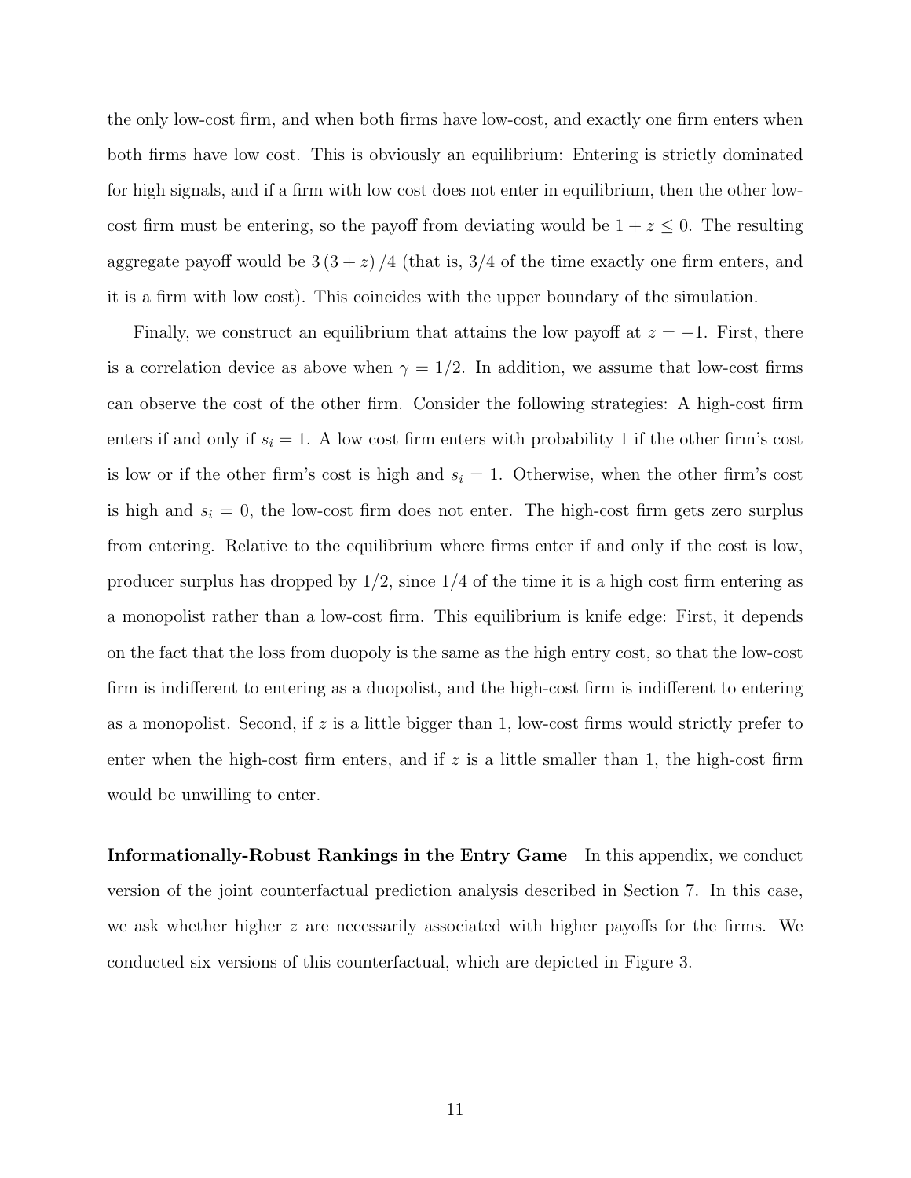the only low-cost firm, and when both firms have low-cost, and exactly one firm enters when both firms have low cost. This is obviously an equilibrium: Entering is strictly dominated for high signals, and if a firm with low cost does not enter in equilibrium, then the other low-cost firm must be entering, so the payoff from deviating would be $1 + z \leq 0$. The resulting aggregate payoff would be $3(3 + z)/4$ (that is, 3/4 of the time exactly one firm enters, and it is a firm with low cost). This coincides with the upper boundary of the simulation.

Finally, we construct an equilibrium that attains the low payoff at $z = -1$. First, there is a correlation device as above when $\gamma = 1/2$. In addition, we assume that low-cost firms can observe the cost of the other firm. Consider the following strategies: A high-cost firm enters if and only if $s_i = 1$. A low cost firm enters with probability 1 if the other firm's cost is low or if the other firm's cost is high and $s_i = 1$. Otherwise, when the other firm's cost is high and $s_i = 0$, the low-cost firm does not enter. The high-cost firm gets zero surplus from entering. Relative to the equilibrium where firms enter if and only if the cost is low, producer surplus has dropped by 1/2, since 1/4 of the time it is a high cost firm entering as a monopolist rather than a low-cost firm. This equilibrium is knife edge: First, it depends on the fact that the loss from duopoly is the same as the high entry cost, so that the low-cost firm is indifferent to entering as a duopolist, and the high-cost firm is indifferent to entering as a monopolist. Second, if $z$ is a little bigger than 1, low-cost firms would strictly prefer to enter when the high-cost firm enters, and if $z$ is a little smaller than 1, the high-cost firm would be unwilling to enter.

**Informationally-Robust Rankings in the Entry Game** In this appendix, we conduct version of the joint counterfactual prediction analysis described in Section 7. In this case, we ask whether higher $z$ are necessarily associated with higher payoffs for the firms. We conducted six versions of this counterfactual, which are depicted in Figure 3.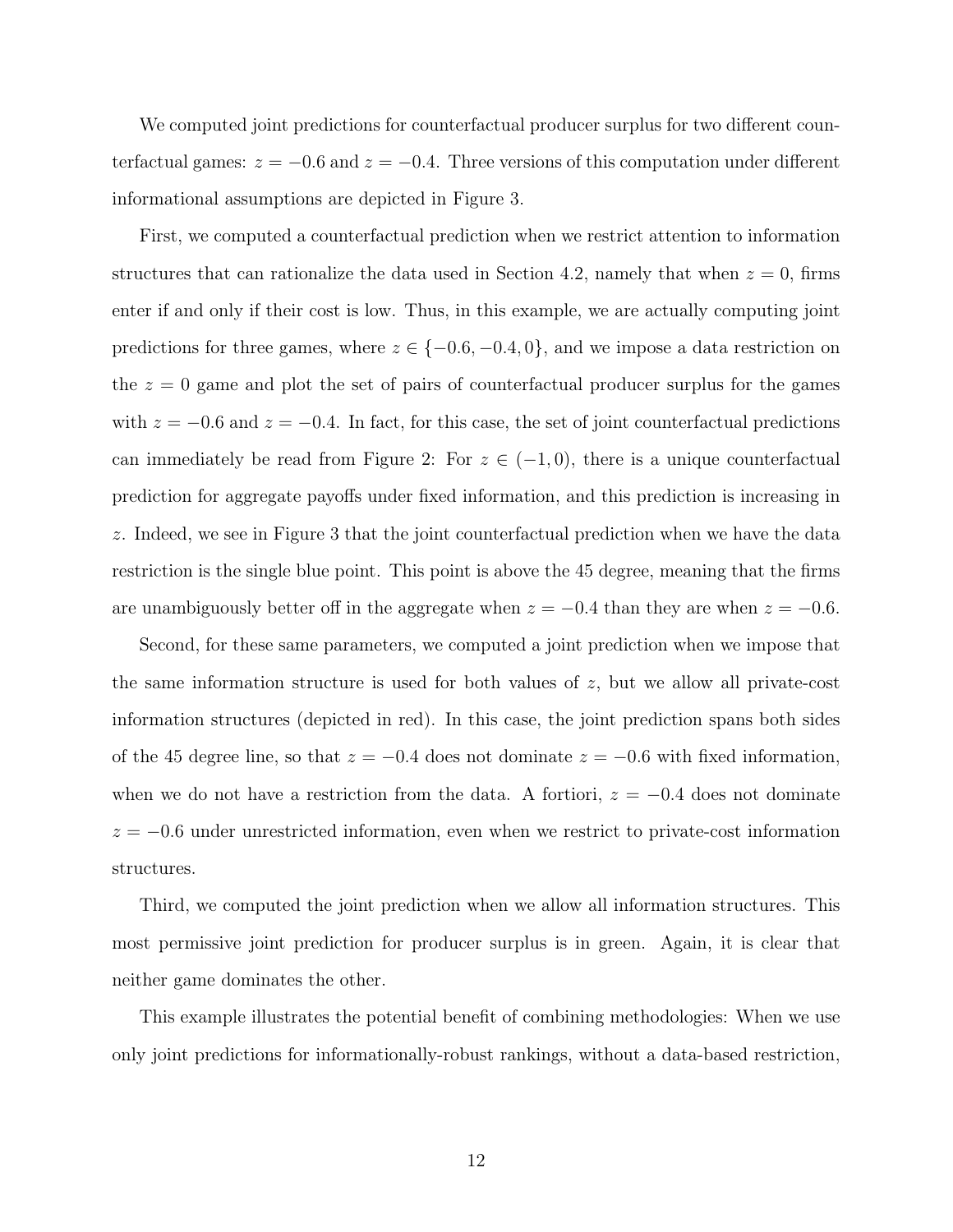We computed joint predictions for counterfactual producer surplus for two different counterfactual games: $z = -0.6$ and $z = -0.4$. Three versions of this computation under different informational assumptions are depicted in Figure 3.

First, we computed a counterfactual prediction when we restrict attention to information structures that can rationalize the data used in Section 4.2, namely that when $z = 0$, firms enter if and only if their cost is low. Thus, in this example, we are actually computing joint predictions for three games, where $z \in \{-0.6, -0.4, 0\}$, and we impose a data restriction on the $z = 0$ game and plot the set of pairs of counterfactual producer surplus for the games with $z = -0.6$ and $z = -0.4$. In fact, for this case, the set of joint counterfactual predictions can immediately be read from Figure 2: For $z \in (-1, 0)$, there is a unique counterfactual prediction for aggregate payoffs under fixed information, and this prediction is increasing in $z$. Indeed, we see in Figure 3 that the joint counterfactual prediction when we have the data restriction is the single blue point. This point is above the 45 degree, meaning that the firms are unambiguously better off in the aggregate when $z = -0.4$ than they are when $z = -0.6$.

Second, for these same parameters, we computed a joint prediction when we impose that the same information structure is used for both values of $z$, but we allow all private-cost information structures (depicted in red). In this case, the joint prediction spans both sides of the 45 degree line, so that $z = -0.4$ does not dominate $z = -0.6$ with fixed information, when we do not have a restriction from the data. A fortiori, $z = -0.4$ does not dominate $z = -0.6$ under unrestricted information, even when we restrict to private-cost information structures.

Third, we computed the joint prediction when we allow all information structures. This most permissive joint prediction for producer surplus is in green. Again, it is clear that neither game dominates the other.

This example illustrates the potential benefit of combining methodologies: When we use only joint predictions for informationally-robust rankings, without a data-based restriction,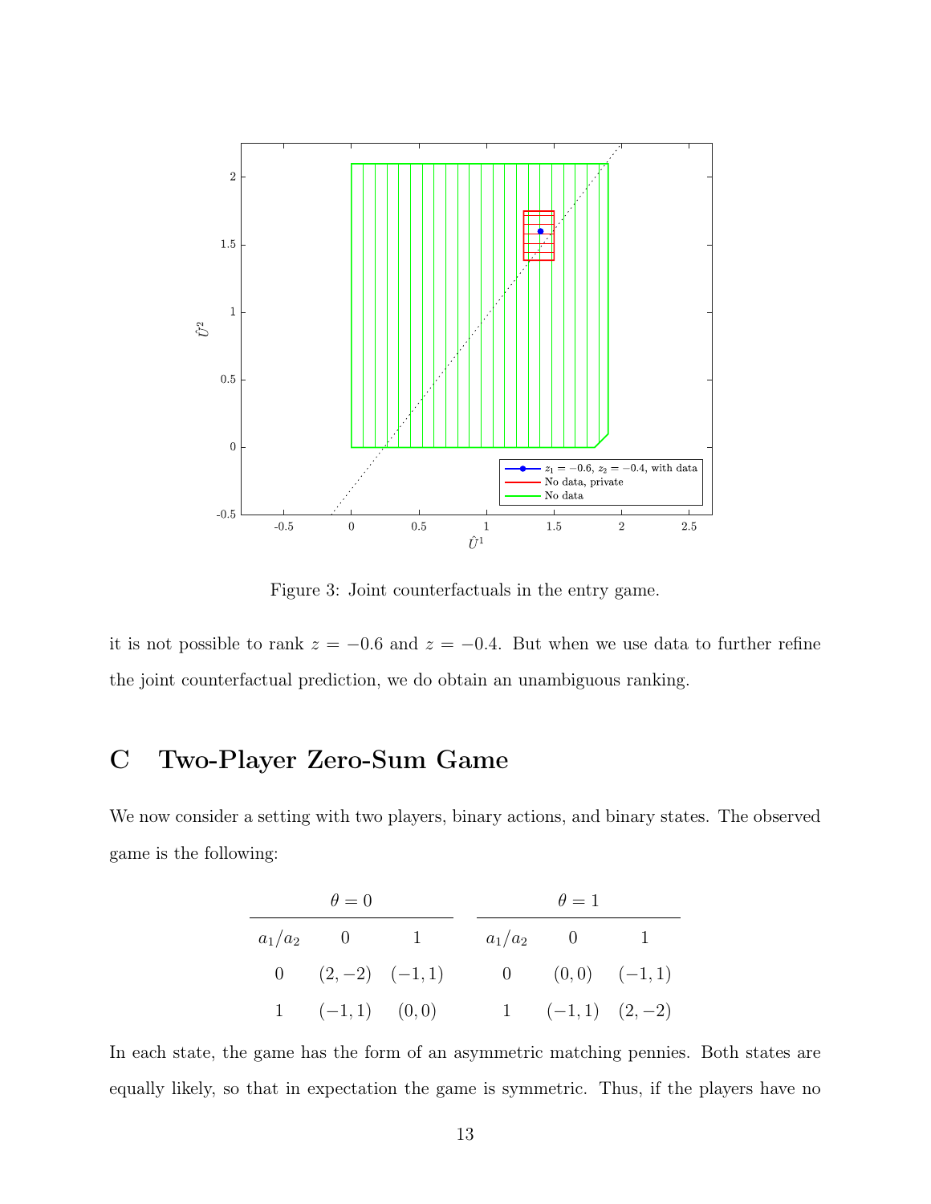Figure 3: Joint counterfactuals in the entry game.

it is not possible to rank $z = -0.6$ and $z = -0.4$. But when we use data to further refine the joint counterfactual prediction, we do obtain an unambiguous ranking.

# C Two-Player Zero-Sum Game

We now consider a setting with two players, binary actions, and binary states. The observed game is the following:

| $\theta = 0$ | | | $\theta = 1$ | | |
|---|---|---|---|---|---|
| $a_1/a_2$ | 0 | 1 | $a_1/a_2$ | 0 | 1 |
| 0 | $(2, -2)$ | $(-1, 1)$ | 0 | $(0, 0)$ | $(-1, 1)$ |
| 1 | $(-1, 1)$ | $(0, 0)$ | 1 | $(-1, 1)$ | $(2, -2)$ |

In each state, the game has the form of an asymmetric matching pennies. Both states are equally likely, so that in expectation the game is symmetric. Thus, if the players have no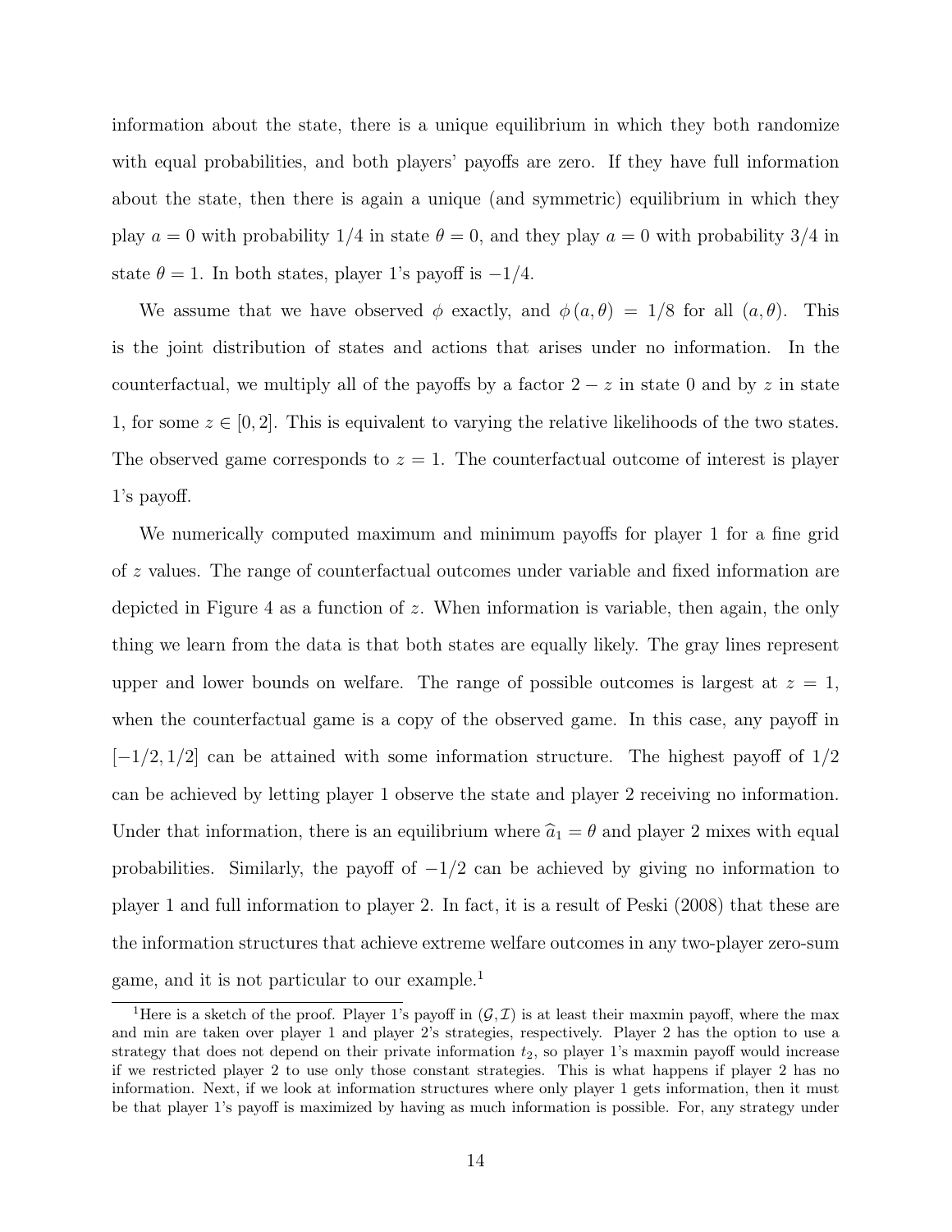information about the state, there is a unique equilibrium in which they both randomize with equal probabilities, and both players' payoffs are zero. If they have full information about the state, then there is again a unique (and symmetric) equilibrium in which they play $a = 0$ with probability $1/4$ in state $\theta = 0$, and they play $a = 0$ with probability $3/4$ in state $\theta = 1$. In both states, player 1's payoff is $-1/4$.

We assume that we have observed $\phi$ exactly, and $\phi(a, \theta) = 1/8$ for all $(a, \theta)$. This is the joint distribution of states and actions that arises under no information. In the counterfactual, we multiply all of the payoffs by a factor $2 - z$ in state 0 and by $z$ in state 1, for some $z \in [0, 2]$. This is equivalent to varying the relative likelihoods of the two states. The observed game corresponds to $z = 1$. The counterfactual outcome of interest is player 1's payoff.

We numerically computed maximum and minimum payoffs for player 1 for a fine grid of $z$ values. The range of counterfactual outcomes under variable and fixed information are depicted in Figure 4 as a function of $z$. When information is variable, then again, the only thing we learn from the data is that both states are equally likely. The gray lines represent upper and lower bounds on welfare. The range of possible outcomes is largest at $z = 1$, when the counterfactual game is a copy of the observed game. In this case, any payoff in $[-1/2, 1/2]$ can be attained with some information structure. The highest payoff of $1/2$ can be achieved by letting player 1 observe the state and player 2 receiving no information. Under that information, there is an equilibrium where $\widehat{a}_1 = \theta$ and player 2 mixes with equal probabilities. Similarly, the payoff of $-1/2$ can be achieved by giving no information to player 1 and full information to player 2. In fact, it is a result of Peski (2008) that these are the information structures that achieve extreme welfare outcomes in any two-player zero-sum game, and it is not particular to our example.[1]

[1] Here is a sketch of the proof. Player 1's payoff in $(\mathcal{G}, \mathcal{I})$ is at least their maxmin payoff, where the max and min are taken over player 1 and player 2's strategies, respectively. Player 2 has the option to use a strategy that does not depend on their private information $t_2$, so player 1's maxmin payoff would increase if we restricted player 2 to use only those constant strategies. This is what happens if player 2 has no information. Next, if we look at information structures where only player 1 gets information, then it must be that player 1's payoff is maximized by having as much information is possible. For, any strategy under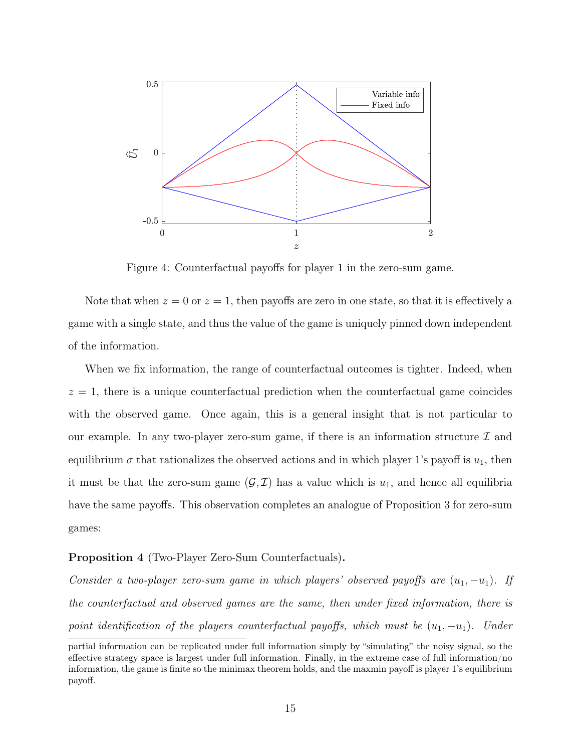Figure 4: Counterfactual payoffs for player 1 in the zero-sum game.

Note that when $z = 0$ or $z = 1$, then payoffs are zero in one state, so that it is effectively a game with a single state, and thus the value of the game is uniquely pinned down independent of the information.

When we fix information, the range of counterfactual outcomes is tighter. Indeed, when $z = 1$, there is a unique counterfactual prediction when the counterfactual game coincides with the observed game. Once again, this is a general insight that is not particular to our example. In any two-player zero-sum game, if there is an information structure $\mathcal{I}$ and equilibrium $\sigma$ that rationalizes the observed actions and in which player 1's payoff is $u_1$, then it must be that the zero-sum game $(\mathcal{G}, \mathcal{I})$ has a value which is $u_1$, and hence all equilibria have the same payoffs. This observation completes an analogue of Proposition 3 for zero-sum games:

**Proposition 4** (Two-Player Zero-Sum Counterfactuals)**.**

*Consider a two-player zero-sum game in which players' observed payoffs are $(u_1, -u_1)$. If the counterfactual and observed games are the same, then under fixed information, there is point identification of the players counterfactual payoffs, which must be $(u_1, -u_1)$. Under*

partial information can be replicated under full information simply by "simulating" the noisy signal, so the effective strategy space is largest under full information. Finally, in the extreme case of full information/no information, the game is finite so the minimax theorem holds, and the maxmin payoff is player 1's equilibrium payoff.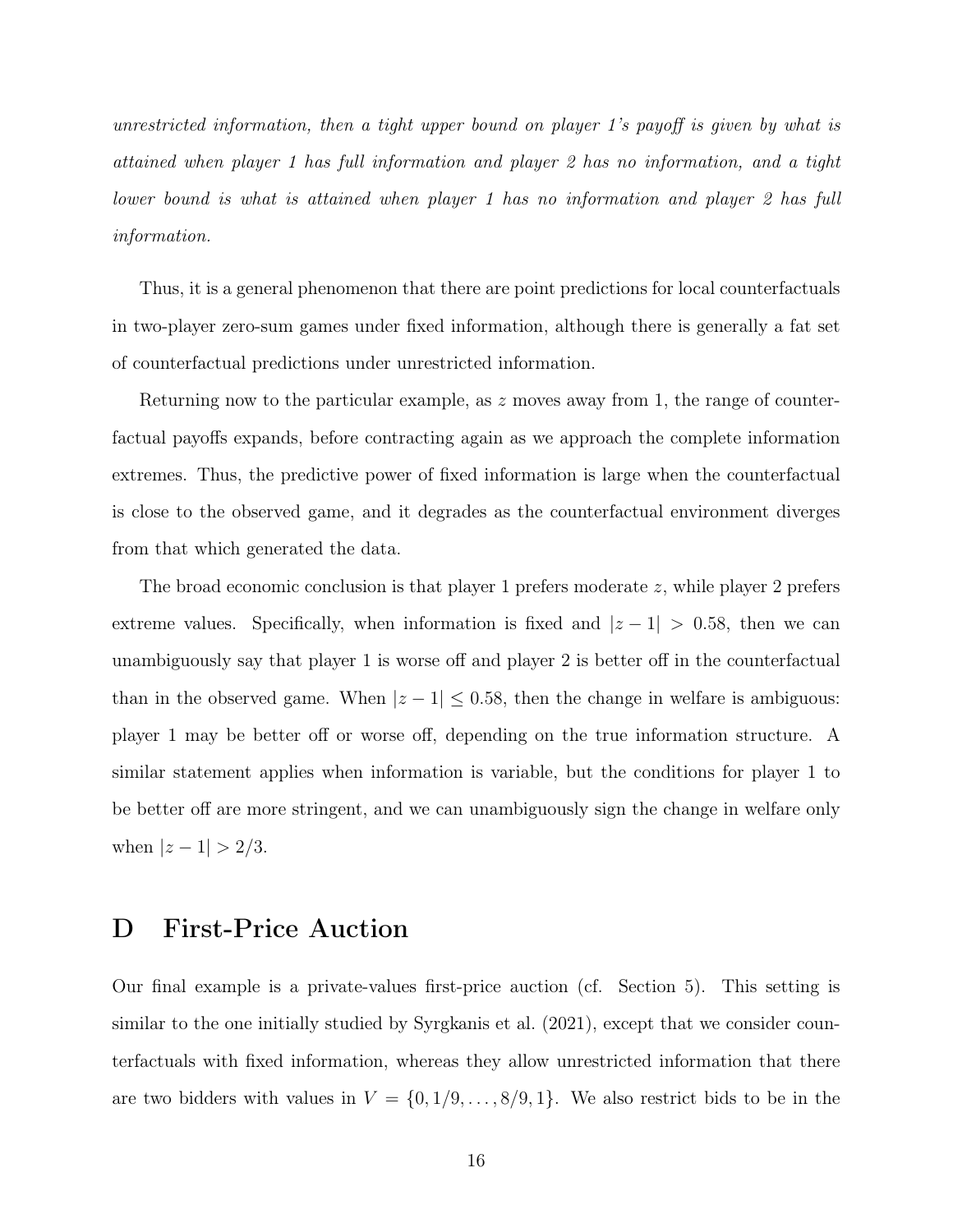*unrestricted information, then a tight upper bound on player 1's payoff is given by what is attained when player 1 has full information and player 2 has no information, and a tight lower bound is what is attained when player 1 has no information and player 2 has full information.*

Thus, it is a general phenomenon that there are point predictions for local counterfactuals in two-player zero-sum games under fixed information, although there is generally a fat set of counterfactual predictions under unrestricted information.

Returning now to the particular example, as $z$ moves away from 1, the range of counterfactual payoffs expands, before contracting again as we approach the complete information extremes. Thus, the predictive power of fixed information is large when the counterfactual is close to the observed game, and it degrades as the counterfactual environment diverges from that which generated the data.

The broad economic conclusion is that player 1 prefers moderate $z$, while player 2 prefers extreme values. Specifically, when information is fixed and $|z - 1| > 0.58$, then we can unambiguously say that player 1 is worse off and player 2 is better off in the counterfactual than in the observed game. When $|z - 1| \leq 0.58$, then the change in welfare is ambiguous: player 1 may be better off or worse off, depending on the true information structure. A similar statement applies when information is variable, but the conditions for player 1 to be better off are more stringent, and we can unambiguously sign the change in welfare only when $|z - 1| > 2/3$.

# D First-Price Auction

Our final example is a private-values first-price auction (cf. Section 5). This setting is similar to the one initially studied by Syrgkanis et al. (2021), except that we consider counterfactuals with fixed information, whereas they allow unrestricted information that there are two bidders with values in $V = \{0, 1/9, \ldots, 8/9, 1\}$. We also restrict bids to be in the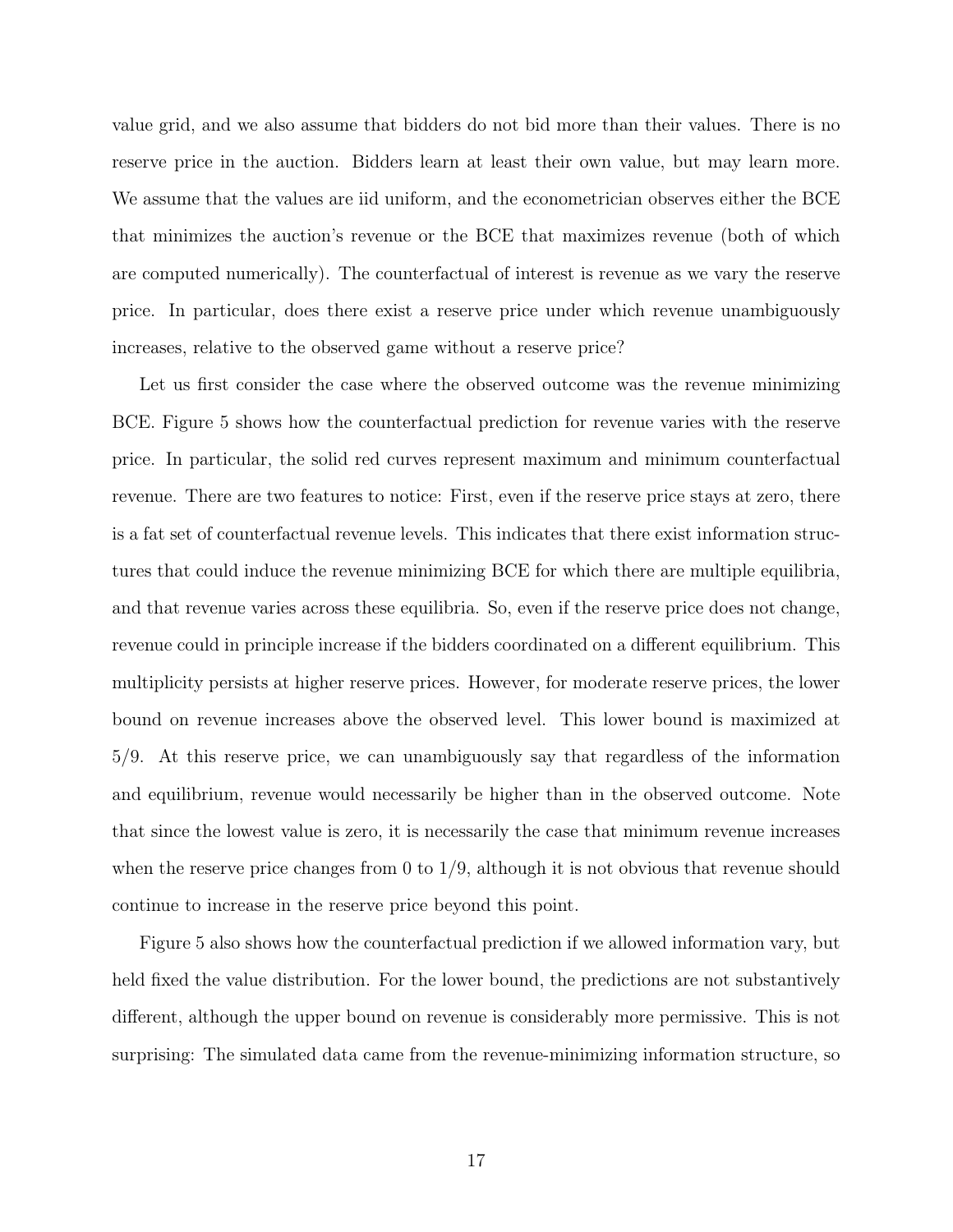value grid, and we also assume that bidders do not bid more than their values. There is no reserve price in the auction. Bidders learn at least their own value, but may learn more. We assume that the values are iid uniform, and the econometrician observes either the BCE that minimizes the auction's revenue or the BCE that maximizes revenue (both of which are computed numerically). The counterfactual of interest is revenue as we vary the reserve price. In particular, does there exist a reserve price under which revenue unambiguously increases, relative to the observed game without a reserve price?

Let us first consider the case where the observed outcome was the revenue minimizing BCE. Figure 5 shows how the counterfactual prediction for revenue varies with the reserve price. In particular, the solid red curves represent maximum and minimum counterfactual revenue. There are two features to notice: First, even if the reserve price stays at zero, there is a fat set of counterfactual revenue levels. This indicates that there exist information structures that could induce the revenue minimizing BCE for which there are multiple equilibria, and that revenue varies across these equilibria. So, even if the reserve price does not change, revenue could in principle increase if the bidders coordinated on a different equilibrium. This multiplicity persists at higher reserve prices. However, for moderate reserve prices, the lower bound on revenue increases above the observed level. This lower bound is maximized at 5/9. At this reserve price, we can unambiguously say that regardless of the information and equilibrium, revenue would necessarily be higher than in the observed outcome. Note that since the lowest value is zero, it is necessarily the case that minimum revenue increases when the reserve price changes from 0 to 1/9, although it is not obvious that revenue should continue to increase in the reserve price beyond this point.

Figure 5 also shows how the counterfactual prediction if we allowed information vary, but held fixed the value distribution. For the lower bound, the predictions are not substantively different, although the upper bound on revenue is considerably more permissive. This is not surprising: The simulated data came from the revenue-minimizing information structure, so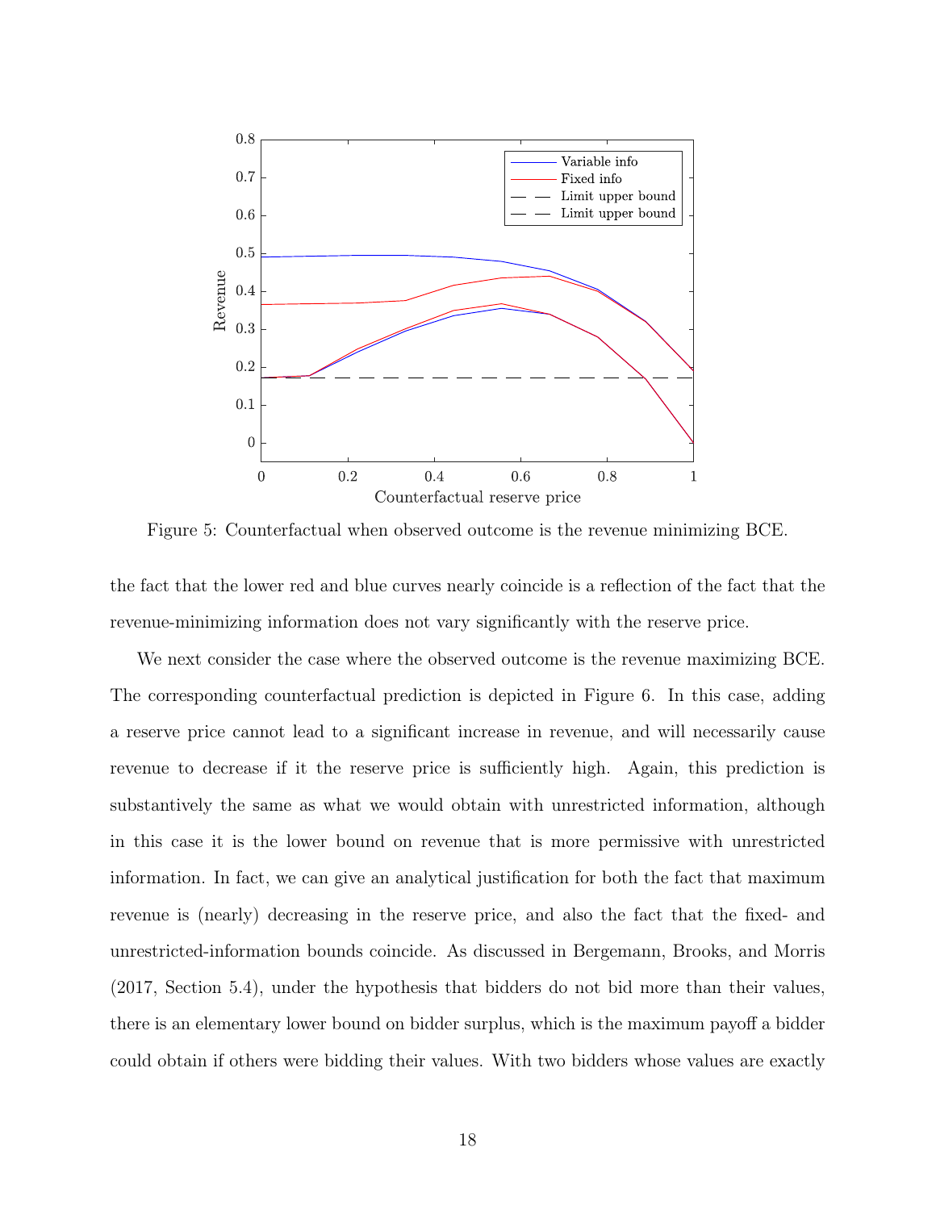Figure 5: Counterfactual when observed outcome is the revenue minimizing BCE.

the fact that the lower red and blue curves nearly coincide is a reflection of the fact that the revenue-minimizing information does not vary significantly with the reserve price.

We next consider the case where the observed outcome is the revenue maximizing BCE. The corresponding counterfactual prediction is depicted in Figure 6. In this case, adding a reserve price cannot lead to a significant increase in revenue, and will necessarily cause revenue to decrease if it the reserve price is sufficiently high. Again, this prediction is substantively the same as what we would obtain with unrestricted information, although in this case it is the lower bound on revenue that is more permissive with unrestricted information. In fact, we can give an analytical justification for both the fact that maximum revenue is (nearly) decreasing in the reserve price, and also the fact that the fixed- and unrestricted-information bounds coincide. As discussed in Bergemann, Brooks, and Morris (2017, Section 5.4), under the hypothesis that bidders do not bid more than their values, there is an elementary lower bound on bidder surplus, which is the maximum payoff a bidder could obtain if others were bidding their values. With two bidders whose values are exactly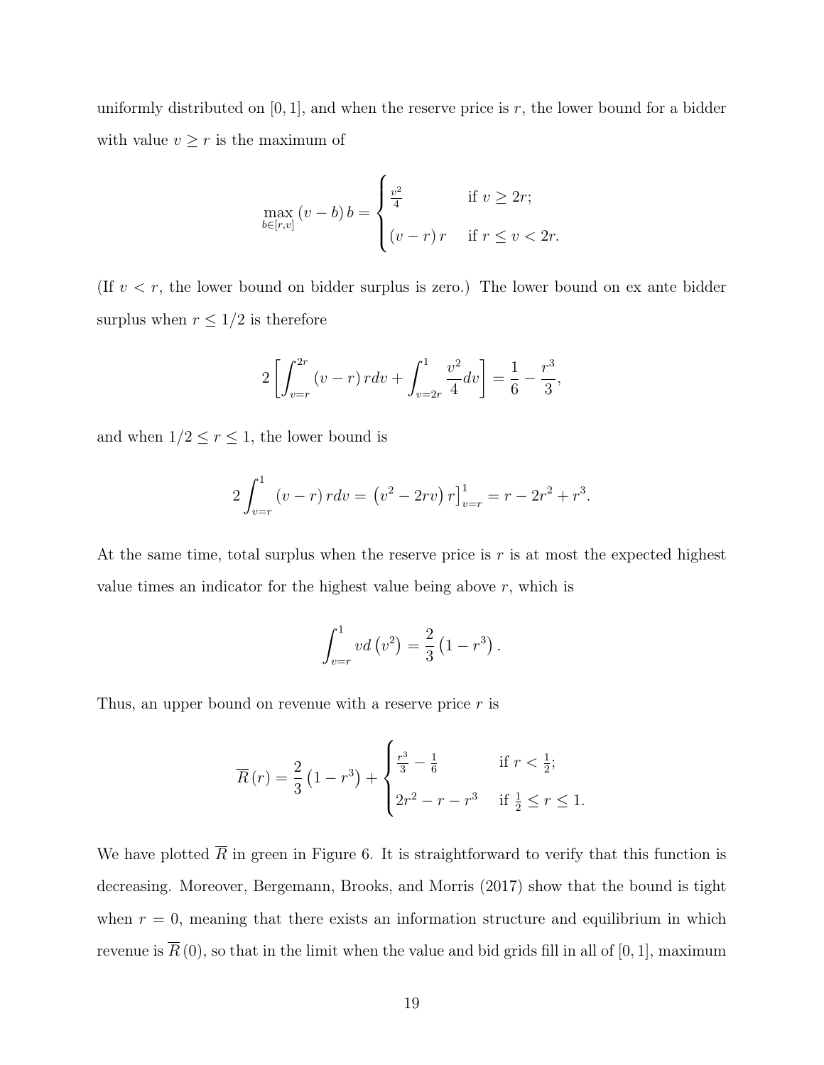uniformly distributed on $[0,1]$, and when the reserve price is $r$, the lower bound for a bidder with value $v \geq r$ is the maximum of

$$\max_{b \in [r,v]} (v-b)\, b = \begin{cases} \frac{v^2}{4} & \text{if } v \geq 2r; \\ (v-r)\, r & \text{if } r \leq v < 2r. \end{cases}$$

(If $v < r$, the lower bound on bidder surplus is zero.) The lower bound on ex ante bidder surplus when $r \leq 1/2$ is therefore

$$2\left[\int_{v=r}^{2r} (v-r)\, r dv + \int_{v=2r}^{1} \frac{v^2}{4} dv\right] = \frac{1}{6} - \frac{r^3}{3},$$

and when $1/2 \leq r \leq 1$, the lower bound is

$$2\int_{v=r}^{1} (v-r)\, r dv = \left(v^2 - 2rv\right) r\Big]_{v=r}^{1} = r - 2r^2 + r^3.$$

At the same time, total surplus when the reserve price is $r$ is at most the expected highest value times an indicator for the highest value being above $r$, which is

$$\int_{v=r}^{1} v d\left(v^2\right) = \frac{2}{3}\left(1 - r^3\right).$$

Thus, an upper bound on revenue with a reserve price $r$ is

$$\overline{R}(r) = \frac{2}{3}\left(1 - r^3\right) + \begin{cases} \frac{r^3}{3} - \frac{1}{6} & \text{if } r < \frac{1}{2}; \\ 2r^2 - r - r^3 & \text{if } \frac{1}{2} \leq r \leq 1. \end{cases}$$

We have plotted $\overline{R}$ in green in Figure 6. It is straightforward to verify that this function is decreasing. Moreover, Bergemann, Brooks, and Morris (2017) show that the bound is tight when $r = 0$, meaning that there exists an information structure and equilibrium in which revenue is $\overline{R}(0)$, so that in the limit when the value and bid grids fill in all of $[0,1]$, maximum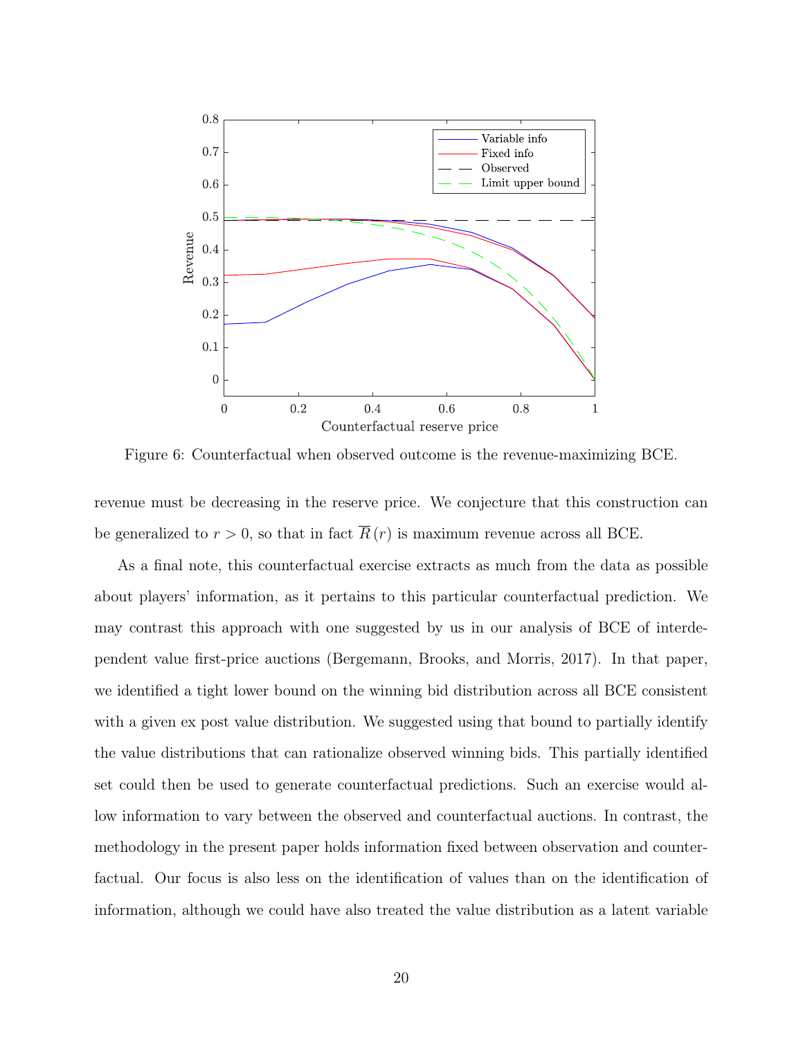Figure 6: Counterfactual when observed outcome is the revenue-maximizing BCE.

revenue must be decreasing in the reserve price. We conjecture that this construction can be generalized to $r > 0$, so that in fact $\overline{R}(r)$ is maximum revenue across all BCE.

As a final note, this counterfactual exercise extracts as much from the data as possible about players' information, as it pertains to this particular counterfactual prediction. We may contrast this approach with one suggested by us in our analysis of BCE of interdependent value first-price auctions (Bergemann, Brooks, and Morris, 2017). In that paper, we identified a tight lower bound on the winning bid distribution across all BCE consistent with a given ex post value distribution. We suggested using that bound to partially identify the value distributions that can rationalize observed winning bids. This partially identified set could then be used to generate counterfactual predictions. Such an exercise would allow information to vary between the observed and counterfactual auctions. In contrast, the methodology in the present paper holds information fixed between observation and counterfactual. Our focus is also less on the identification of values than on the identification of information, although we could have also treated the value distribution as a latent variable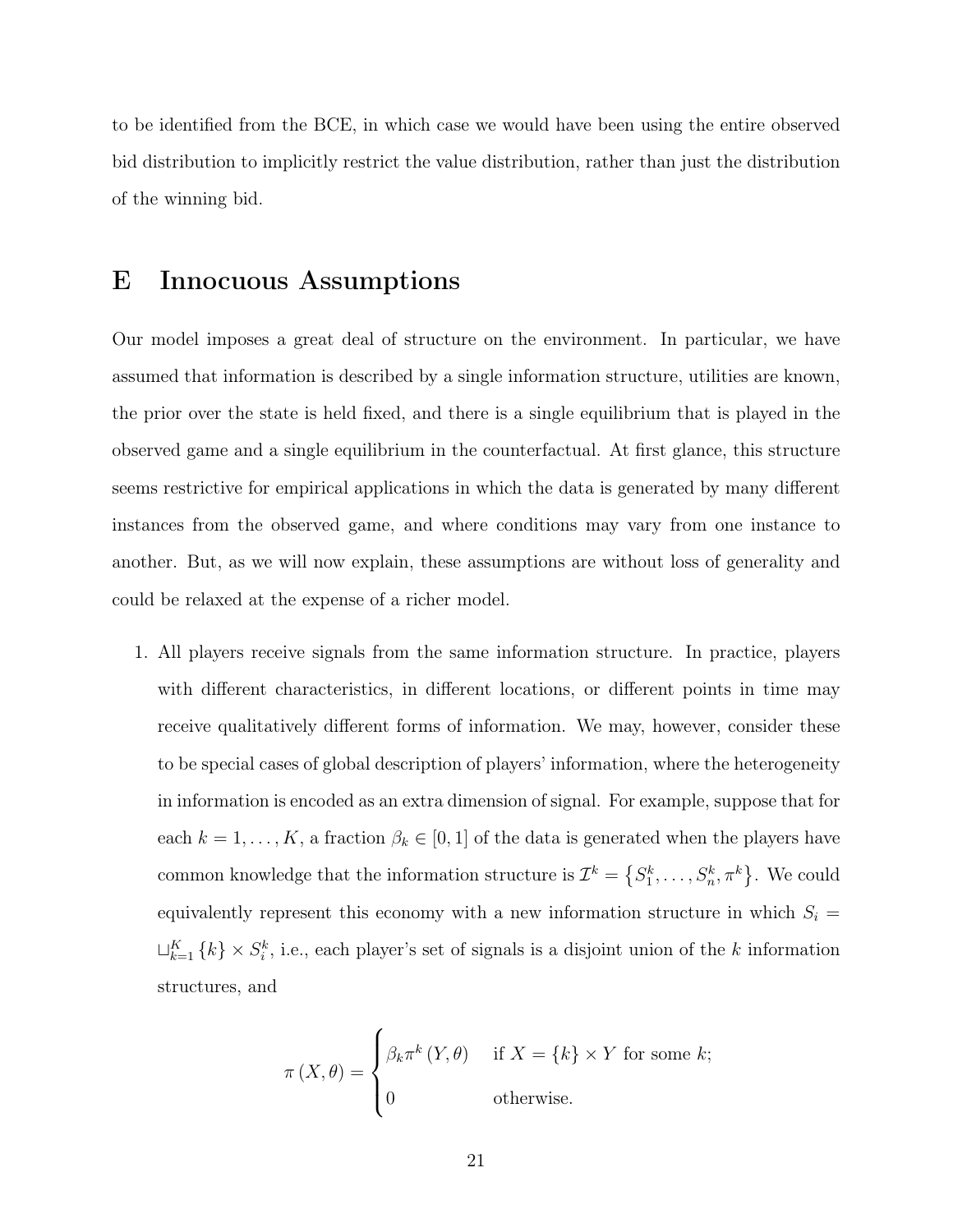to be identified from the BCE, in which case we would have been using the entire observed bid distribution to implicitly restrict the value distribution, rather than just the distribution of the winning bid.

# E Innocuous Assumptions

Our model imposes a great deal of structure on the environment. In particular, we have assumed that information is described by a single information structure, utilities are known, the prior over the state is held fixed, and there is a single equilibrium that is played in the observed game and a single equilibrium in the counterfactual. At first glance, this structure seems restrictive for empirical applications in which the data is generated by many different instances from the observed game, and where conditions may vary from one instance to another. But, as we will now explain, these assumptions are without loss of generality and could be relaxed at the expense of a richer model.

1. All players receive signals from the same information structure. In practice, players with different characteristics, in different locations, or different points in time may receive qualitatively different forms of information. We may, however, consider these to be special cases of global description of players' information, where the heterogeneity in information is encoded as an extra dimension of signal. For example, suppose that for each $k = 1, \ldots, K$, a fraction $\beta_k \in [0, 1]$ of the data is generated when the players have common knowledge that the information structure is $\mathcal{I}^k = \{S_1^k, \ldots, S_n^k, \pi^k\}$. We could equivalently represent this economy with a new information structure in which $S_i = \sqcup_{k=1}^{K} \{k\} \times S_i^k$, i.e., each player's set of signals is a disjoint union of the $k$ information structures, and

$$\pi(X, \theta) = \begin{cases} \beta_k \pi^k(Y, \theta) & \text{if } X = \{k\} \times Y \text{ for some } k; \\ 0 & \text{otherwise.} \end{cases}$$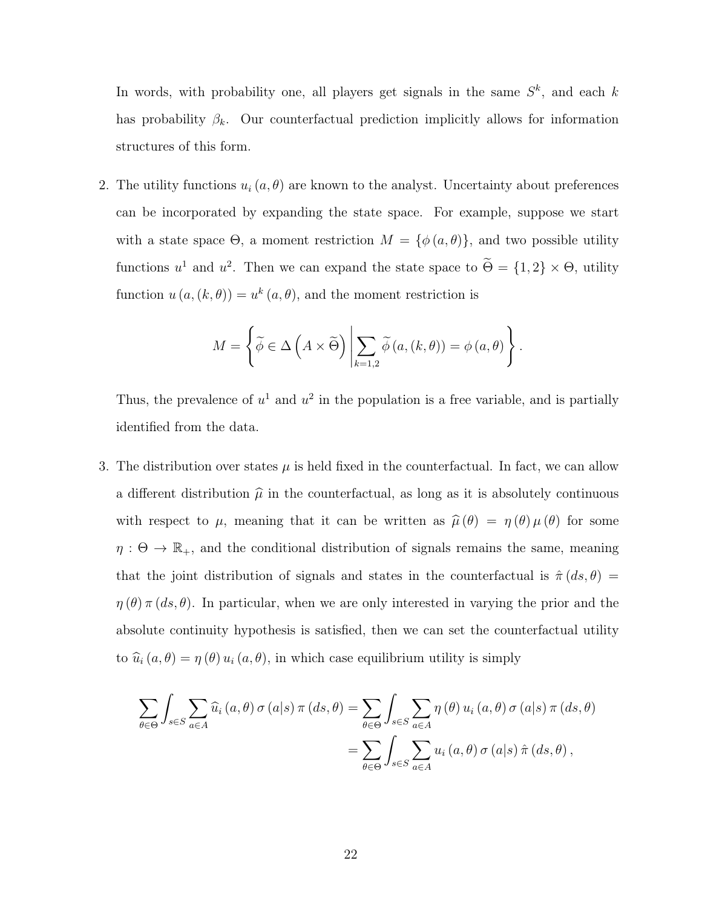In words, with probability one, all players get signals in the same $S^k$, and each $k$ has probability $\beta_k$. Our counterfactual prediction implicitly allows for information structures of this form.

2. The utility functions $u_i(a, \theta)$ are known to the analyst. Uncertainty about preferences can be incorporated by expanding the state space. For example, suppose we start with a state space $\Theta$, a moment restriction $M = \{\phi(a, \theta)\}$, and two possible utility functions $u^1$ and $u^2$. Then we can expand the state space to $\widetilde{\Theta} = \{1, 2\} \times \Theta$, utility function $u(a, (k, \theta)) = u^k(a, \theta)$, and the moment restriction is

$$M = \left\{ \widetilde{\phi} \in \Delta\left(A \times \widetilde{\Theta}\right) \middle| \sum_{k=1,2} \widetilde{\phi}(a, (k, \theta)) = \phi(a, \theta) \right\}.$$

Thus, the prevalence of $u^1$ and $u^2$ in the population is a free variable, and is partially identified from the data.

3. The distribution over states $\mu$ is held fixed in the counterfactual. In fact, we can allow a different distribution $\widehat{\mu}$ in the counterfactual, as long as it is absolutely continuous with respect to $\mu$, meaning that it can be written as $\widehat{\mu}(\theta) = \eta(\theta)\mu(\theta)$ for some $\eta : \Theta \to \mathbb{R}_+$, and the conditional distribution of signals remains the same, meaning that the joint distribution of signals and states in the counterfactual is $\hat{\pi}(ds, \theta) = \eta(\theta)\pi(ds, \theta)$. In particular, when we are only interested in varying the prior and the absolute continuity hypothesis is satisfied, then we can set the counterfactual utility to $\widehat{u}_i(a, \theta) = \eta(\theta) u_i(a, \theta)$, in which case equilibrium utility is simply

$$\begin{aligned}
\sum_{\theta \in \Theta} \int_{s \in S} \sum_{a \in A} \widehat{u}_i(a, \theta) \sigma(a|s) \pi(ds, \theta) &= \sum_{\theta \in \Theta} \int_{s \in S} \sum_{a \in A} \eta(\theta) u_i(a, \theta) \sigma(a|s) \pi(ds, \theta) \\
&= \sum_{\theta \in \Theta} \int_{s \in S} \sum_{a \in A} u_i(a, \theta) \sigma(a|s) \hat{\pi}(ds, \theta),
\end{aligned}$$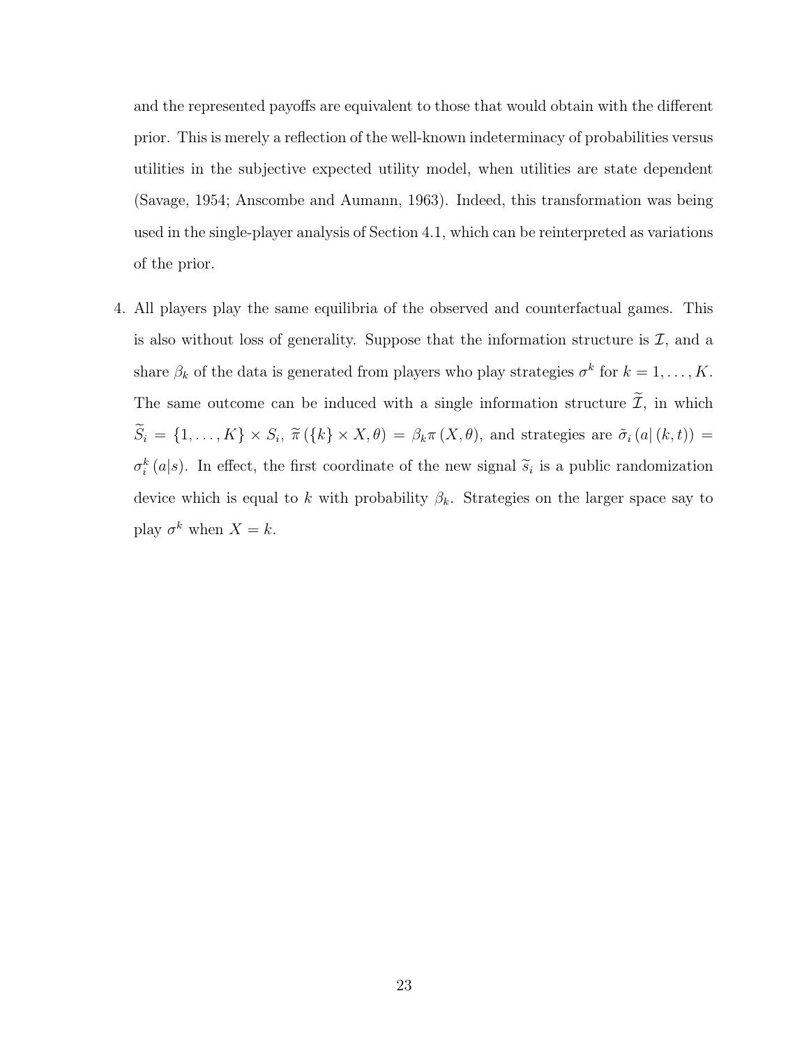and the represented payoffs are equivalent to those that would obtain with the different prior. This is merely a reflection of the well-known indeterminacy of probabilities versus utilities in the subjective expected utility model, when utilities are state dependent (Savage, 1954; Anscombe and Aumann, 1963). Indeed, this transformation was being used in the single-player analysis of Section 4.1, which can be reinterpreted as variations of the prior.

4. All players play the same equilibria of the observed and counterfactual games. This is also without loss of generality. Suppose that the information structure is $\mathcal{I}$, and a share $\beta_k$ of the data is generated from players who play strategies $\sigma^k$ for $k = 1, \ldots, K$. The same outcome can be induced with a single information structure $\widetilde{\mathcal{I}}$, in which $\widetilde{S}_i = \{1, \ldots, K\} \times S_i$, $\widetilde{\pi}(\{k\} \times X, \theta) = \beta_k \pi(X, \theta)$, and strategies are $\tilde{\sigma}_i(a|(k,t)) = \sigma_i^k(a|s)$. In effect, the first coordinate of the new signal $\widetilde{s}_i$ is a public randomization device which is equal to $k$ with probability $\beta_k$. Strategies on the larger space say to play $\sigma^k$ when $X = k$.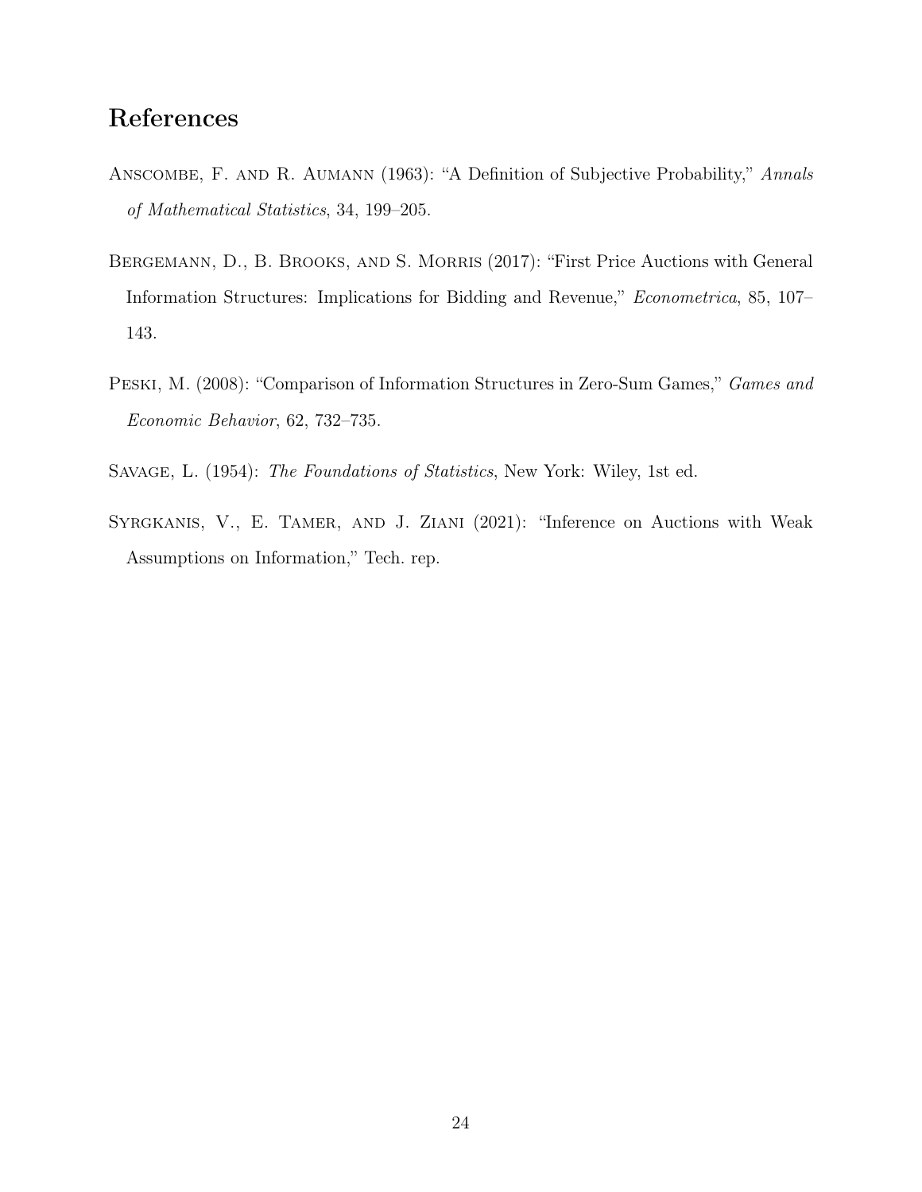## References

Anscombe, F. and R. Aumann (1963): "A Definition of Subjective Probability," *Annals of Mathematical Statistics*, 34, 199–205.

Bergemann, D., B. Brooks, and S. Morris (2017): "First Price Auctions with General Information Structures: Implications for Bidding and Revenue," *Econometrica*, 85, 107–143.

Peski, M. (2008): "Comparison of Information Structures in Zero-Sum Games," *Games and Economic Behavior*, 62, 732–735.

Savage, L. (1954): *The Foundations of Statistics*, New York: Wiley, 1st ed.

Syrgkanis, V., E. Tamer, and J. Ziani (2021): "Inference on Auctions with Weak Assumptions on Information," Tech. rep.